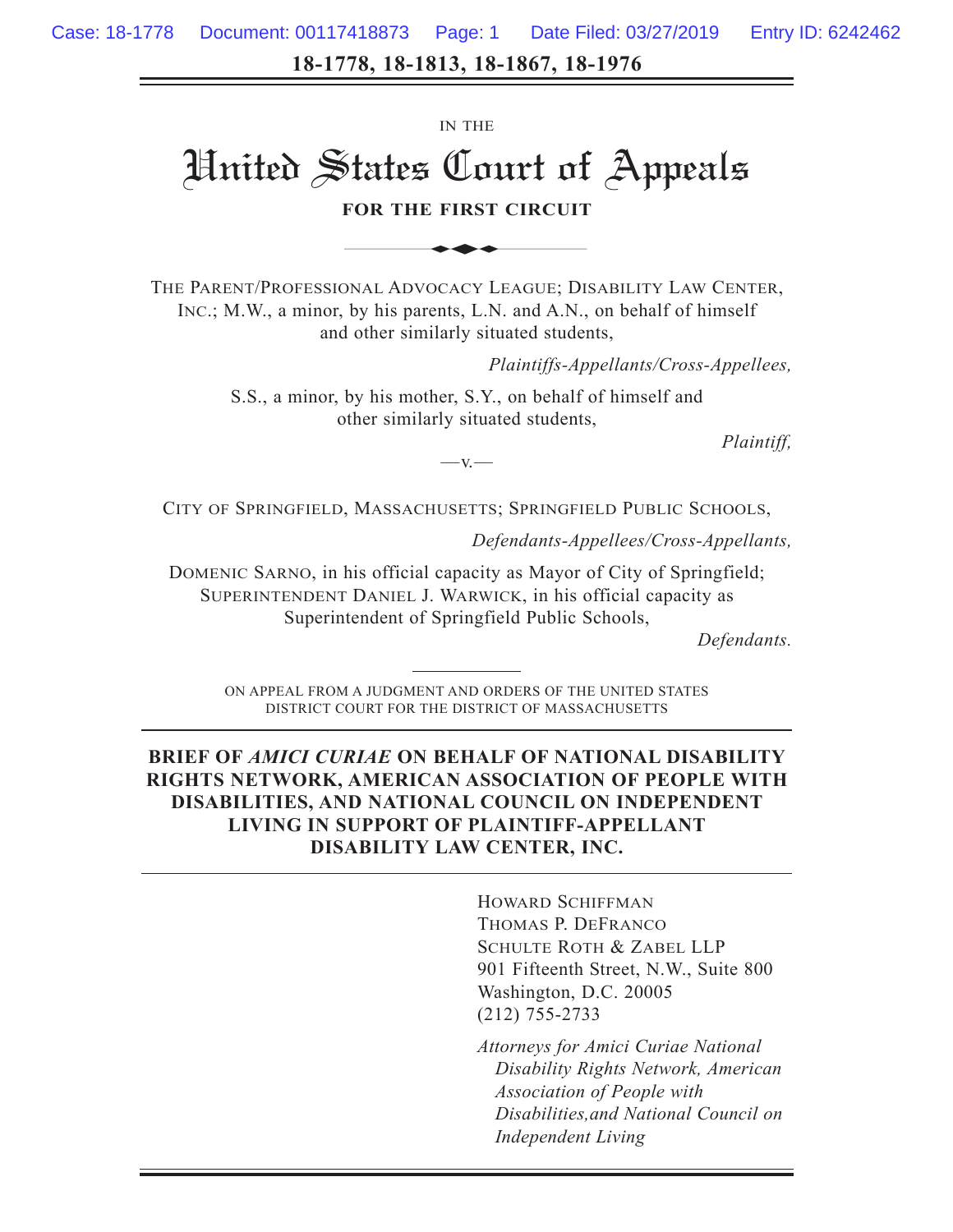18-1778, 18-1813, 18-1867, 18-1976

IN THE

# United States Court of Appeals

**FOR THE FIRST CIRCUIT**

THE PARENT/PROFESSIONAL ADVOCACY LEAGUE; DISABILITY LAW CENTER, INC.; M.W., a minor, by his parents, L.N. and A.N., on behalf of himself and other similarly situated students,

*Plaintiffs-Appellants/Cross-Appellees,*

S.S., a minor, by his mother, S.Y., on behalf of himself and other similarly situated students,

*Plaintiff,*

—v.—

CITY OF SPRINGFIELD, MASSACHUSETTS; SPRINGFIELD PUBLIC SCHOOLS,

*Defendants-Appellees/Cross-Appellants,*

DOMENIC SARNO, in his official capacity as Mayor of City of Springfield; SUPERINTENDENT DANIEL J. WARWICK, in his official capacity as Superintendent of Springfield Public Schools,

*Defendants.*

ON APPEAL FROM A JUDGMENT AND ORDERS OF THE UNITED STATES DISTRICT COURT FOR THE DISTRICT OF MASSACHUSETTS

**BRIEF OF *AMICI CURIAE* ON BEHALF OF NATIONAL DISABILITY RIGHTS NETWORK, AMERICAN ASSOCIATION OF PEOPLE WITH DISABILITIES, AND NATIONAL COUNCIL ON INDEPENDENT LIVING IN SUPPORT OF PLAINTIFF-APPELLANT DISABILITY LAW CENTER, INC.**

HOWARD SCHIFFMAN
THOMAS P. DEFRANCO
SCHULTE ROTH & ZABEL LLP
901 Fifteenth Street, N.W., Suite 800
Washington, D.C. 20005
(212) 755-2733

*Attorneys for Amici Curiae National Disability Rights Network, American Association of People with Disabilities,and National Council on Independent Living*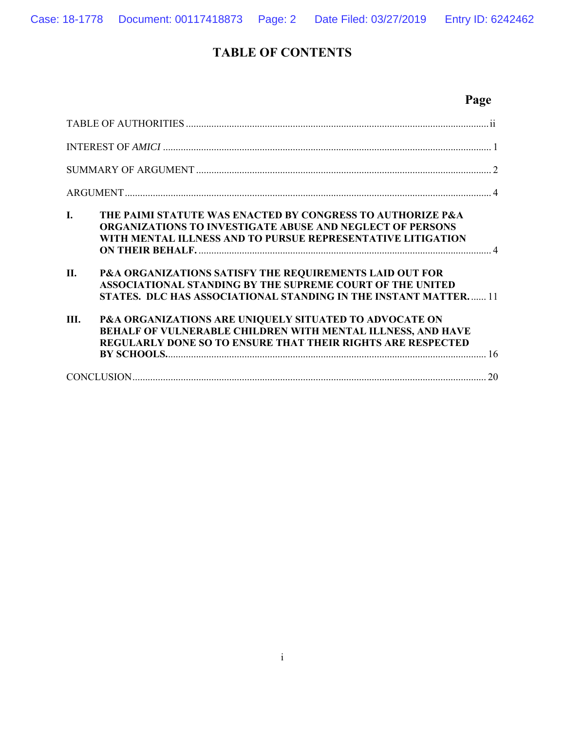# TABLE OF CONTENTS

**Page**

TABLE OF AUTHORITIES ........................................................................................................... ii

INTEREST OF *AMICI* ................................................................................................................ 1

SUMMARY OF ARGUMENT ................................................................................................... 2

ARGUMENT ............................................................................................................................. 4

**I. THE PAIMI STATUTE WAS ENACTED BY CONGRESS TO AUTHORIZE P&A ORGANIZATIONS TO INVESTIGATE ABUSE AND NEGLECT OF PERSONS WITH MENTAL ILLNESS AND TO PURSUE REPRESENTATIVE LITIGATION ON THEIR BEHALF.** ................................................................................................. 4

**II. P&A ORGANIZATIONS SATISFY THE REQUIREMENTS LAID OUT FOR ASSOCIATIONAL STANDING BY THE SUPREME COURT OF THE UNITED STATES. DLC HAS ASSOCIATIONAL STANDING IN THE INSTANT MATTER.** ...... 11

**III. P&A ORGANIZATIONS ARE UNIQUELY SITUATED TO ADVOCATE ON BEHALF OF VULNERABLE CHILDREN WITH MENTAL ILLNESS, AND HAVE REGULARLY DONE SO TO ENSURE THAT THEIR RIGHTS ARE RESPECTED BY SCHOOLS.** ............................................................................................................. 16

CONCLUSION ........................................................................................................................ 20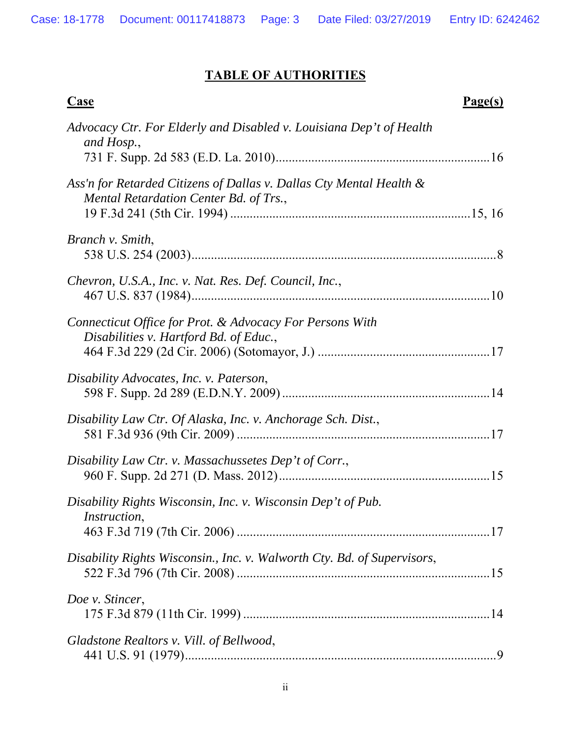# TABLE OF AUTHORITIES

**Case** **Page(s)**

*Advocacy Ctr. For Elderly and Disabled v. Louisiana Dep't of Health and Hosp.*,
731 F. Supp. 2d 583 (E.D. La. 2010)................................................................16

*Ass'n for Retarded Citizens of Dallas v. Dallas Cty Mental Health & Mental Retardation Center Bd. of Trs.*,
19 F.3d 241 (5th Cir. 1994) ........................................................................15, 16

*Branch v. Smith*,
538 U.S. 254 (2003).............................................................................................8

*Chevron, U.S.A., Inc. v. Nat. Res. Def. Council, Inc.*,
467 U.S. 837 (1984)...........................................................................................10

*Connecticut Office for Prot. & Advocacy For Persons With Disabilities v. Hartford Bd. of Educ.*,
464 F.3d 229 (2d Cir. 2006) (Sotomayor, J.) ....................................................17

*Disability Advocates, Inc. v. Paterson*,
598 F. Supp. 2d 289 (E.D.N.Y. 2009) ...............................................................14

*Disability Law Ctr. Of Alaska, Inc. v. Anchorage Sch. Dist.*,
581 F.3d 936 (9th Cir. 2009) .............................................................................17

*Disability Law Ctr. v. Massachussetes Dep't of Corr.*,
960 F. Supp. 2d 271 (D. Mass. 2012)................................................................15

*Disability Rights Wisconsin, Inc. v. Wisconsin Dep't of Pub. Instruction*,
463 F.3d 719 (7th Cir. 2006) .............................................................................17

*Disability Rights Wisconsin., Inc. v. Walworth Cty. Bd. of Supervisors*,
522 F.3d 796 (7th Cir. 2008) .............................................................................15

*Doe v. Stincer*,
175 F.3d 879 (11th Cir. 1999) ...........................................................................14

*Gladstone Realtors v. Vill. of Bellwood*,
441 U.S. 91 (1979)...............................................................................................9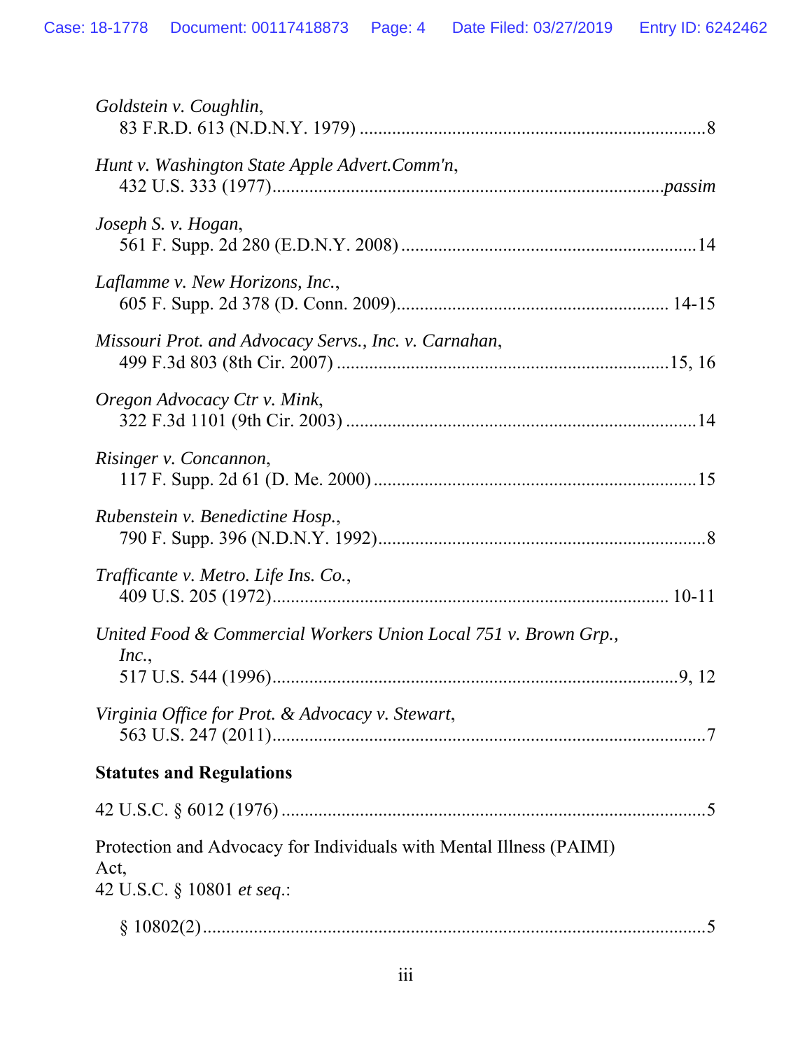*Goldstein v. Coughlin*,
83 F.R.D. 613 (N.D.N.Y. 1979) ........................................................................8

*Hunt v. Washington State Apple Advert.Comm'n*,
432 U.S. 333 (1977)...................................................................................*passim*

*Joseph S. v. Hogan*,
561 F. Supp. 2d 280 (E.D.N.Y. 2008) ..............................................................14

*Laflamme v. New Horizons, Inc.*,
605 F. Supp. 2d 378 (D. Conn. 2009)......................................................... 14-15

*Missouri Prot. and Advocacy Servs., Inc. v. Carnahan*,
499 F.3d 803 (8th Cir. 2007) ......................................................................15, 16

*Oregon Advocacy Ctr v. Mink*,
322 F.3d 1101 (9th Cir. 2003) ..........................................................................14

*Risinger v. Concannon*,
117 F. Supp. 2d 61 (D. Me. 2000) ....................................................................15

*Rubenstein v. Benedictine Hosp.*,
790 F. Supp. 396 (N.D.N.Y. 1992)......................................................................8

*Trafficante v. Metro. Life Ins. Co.*,
409 U.S. 205 (1972).................................................................................... 10-11

*United Food & Commercial Workers Union Local 751 v. Brown Grp., Inc.*,
517 U.S. 544 (1996).......................................................................................9, 12

*Virginia Office for Prot. & Advocacy v. Stewart*,
563 U.S. 247 (2011).............................................................................................7

**Statutes and Regulations**

42 U.S.C. § 6012 (1976) ..........................................................................................5

Protection and Advocacy for Individuals with Mental Illness (PAIMI) Act,
42 U.S.C. § 10801 *et seq.*:

§ 10802(2).............................................................................................................5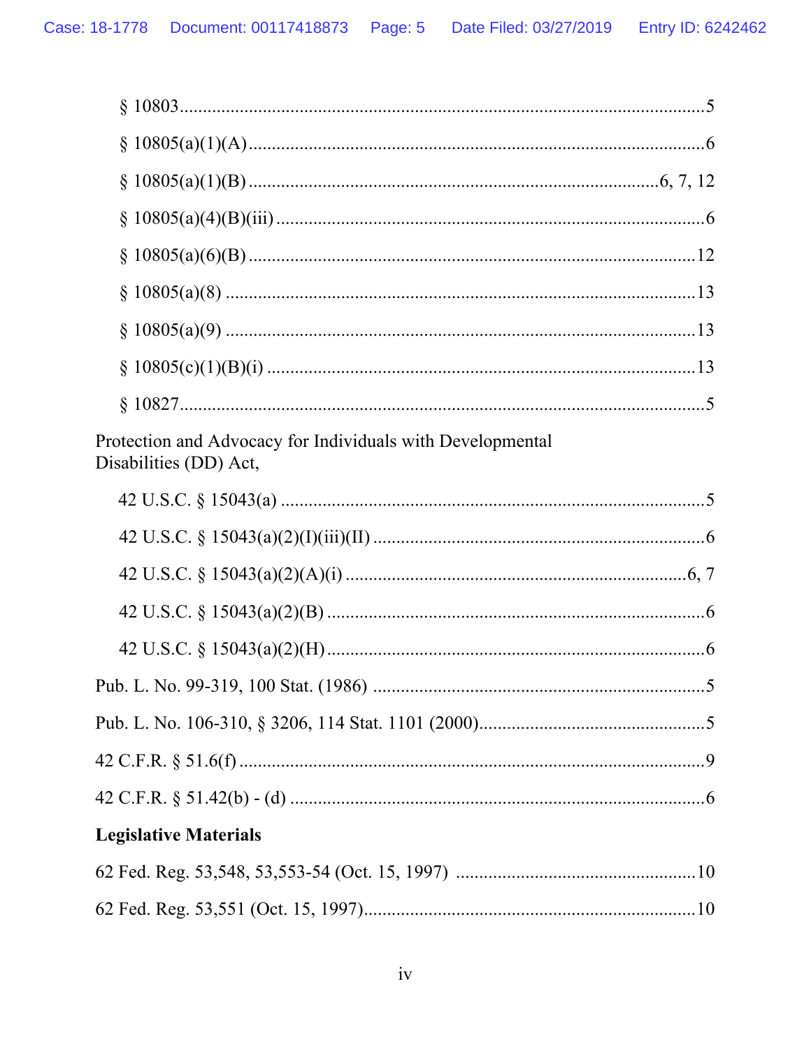§ 10803 .......................................................................................................5

§ 10805(a)(1)(A) ..........................................................................................6

§ 10805(a)(1)(B) ...................................................................................6, 7, 12

§ 10805(a)(4)(B)(iii) ....................................................................................6

§ 10805(a)(6)(B) .........................................................................................12

§ 10805(a)(8) ..............................................................................................13

§ 10805(a)(9) ..............................................................................................13

§ 10805(c)(1)(B)(i) .....................................................................................13

§ 10827 .......................................................................................................5

Protection and Advocacy for Individuals with Developmental Disabilities (DD) Act,

42 U.S.C. § 15043(a) ..................................................................................5

42 U.S.C. § 15043(a)(2)(I)(iii)(II) ...............................................................6

42 U.S.C. § 15043(a)(2)(A)(i) .................................................................6, 7

42 U.S.C. § 15043(a)(2)(B) .........................................................................6

42 U.S.C. § 15043(a)(2)(H) .........................................................................6

Pub. L. No. 99-319, 100 Stat. (1986) ..............................................................5

Pub. L. No. 106-310, § 3206, 114 Stat. 1101 (2000) .........................................5

42 C.F.R. § 51.6(f) ..........................................................................................9

42 C.F.R. § 51.42(b) - (d) ................................................................................6

**Legislative Materials**

62 Fed. Reg. 53,548, 53,553-54 (Oct. 15, 1997) ............................................10

62 Fed. Reg. 53,551 (Oct. 15, 1997) ..............................................................10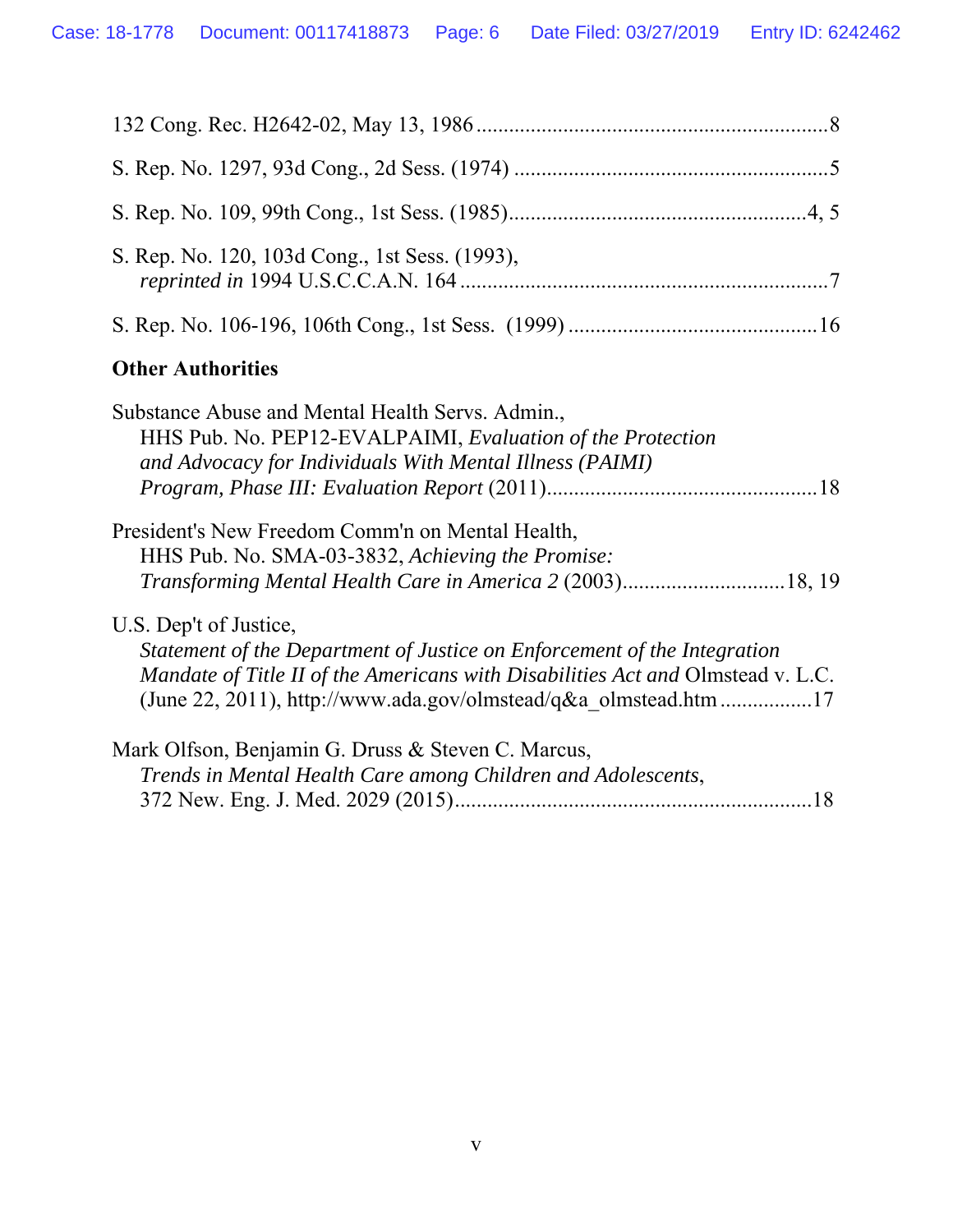132 Cong. Rec. H2642-02, May 13, 1986 ................................................................8

S. Rep. No. 1297, 93d Cong., 2d Sess. (1974) ........................................................5

S. Rep. No. 109, 99th Cong., 1st Sess. (1985)......................................................4, 5

S. Rep. No. 120, 103d Cong., 1st Sess. (1993),
*reprinted in* 1994 U.S.C.C.A.N. 164 ..................................................................7

S. Rep. No. 106-196, 106th Cong., 1st Sess. (1999) ............................................16

**Other Authorities**

Substance Abuse and Mental Health Servs. Admin.,
HHS Pub. No. PEP12-EVALPAIMI, *Evaluation of the Protection and Advocacy for Individuals With Mental Illness (PAIMI) Program, Phase III: Evaluation Report* (2011).................................................18

President's New Freedom Comm'n on Mental Health,
HHS Pub. No. SMA-03-3832, *Achieving the Promise: Transforming Mental Health Care in America 2* (2003).............................18, 19

U.S. Dep't of Justice,
*Statement of the Department of Justice on Enforcement of the Integration Mandate of Title II of the Americans with Disabilities Act and* Olmstead v. L.C. (June 22, 2011), http://www.ada.gov/olmstead/q&a_olmstead.htm .................17

Mark Olfson, Benjamin G. Druss & Steven C. Marcus,
*Trends in Mental Health Care among Children and Adolescents*, 372 New. Eng. J. Med. 2029 (2015).................................................................18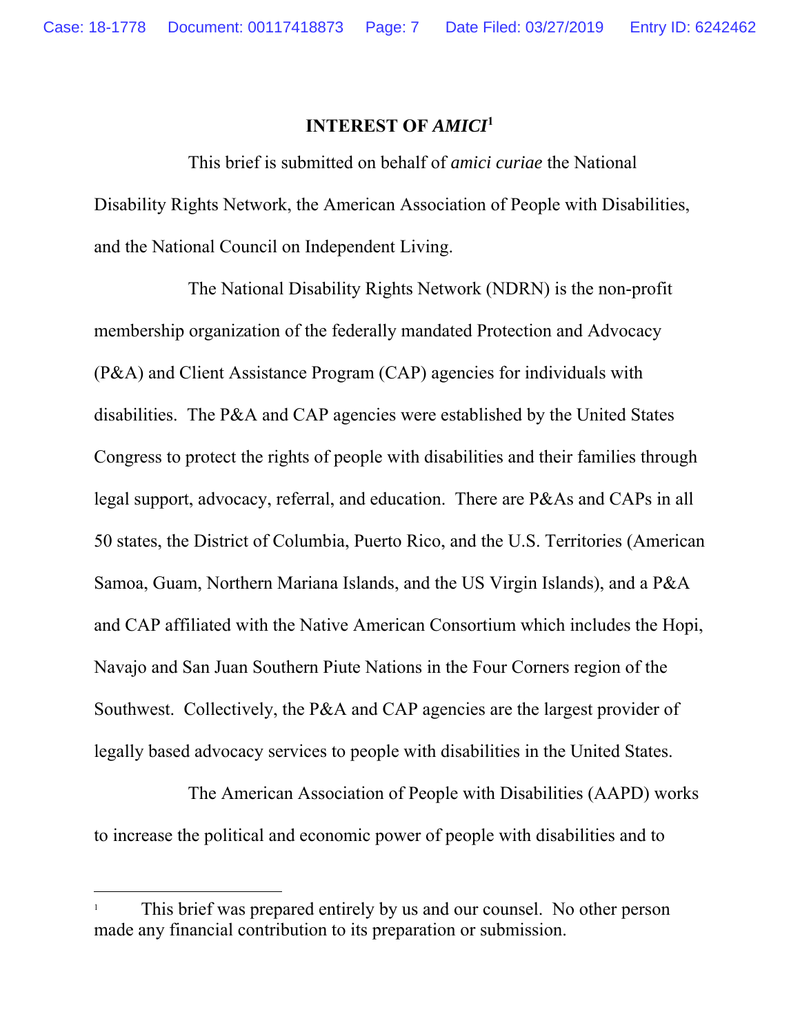## INTEREST OF *AMICI*[1]

This brief is submitted on behalf of *amici curiae* the National Disability Rights Network, the American Association of People with Disabilities, and the National Council on Independent Living.

The National Disability Rights Network (NDRN) is the non-profit membership organization of the federally mandated Protection and Advocacy (P&A) and Client Assistance Program (CAP) agencies for individuals with disabilities. The P&A and CAP agencies were established by the United States Congress to protect the rights of people with disabilities and their families through legal support, advocacy, referral, and education. There are P&As and CAPs in all 50 states, the District of Columbia, Puerto Rico, and the U.S. Territories (American Samoa, Guam, Northern Mariana Islands, and the US Virgin Islands), and a P&A and CAP affiliated with the Native American Consortium which includes the Hopi, Navajo and San Juan Southern Piute Nations in the Four Corners region of the Southwest. Collectively, the P&A and CAP agencies are the largest provider of legally based advocacy services to people with disabilities in the United States.

The American Association of People with Disabilities (AAPD) works to increase the political and economic power of people with disabilities and to

---

[1] This brief was prepared entirely by us and our counsel. No other person made any financial contribution to its preparation or submission.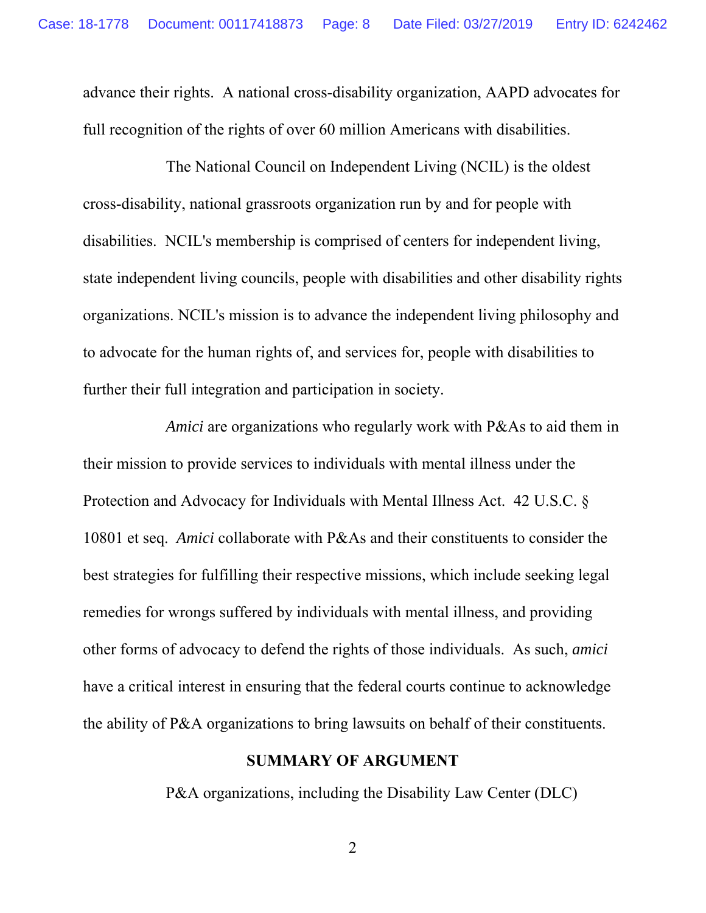advance their rights. A national cross-disability organization, AAPD advocates for full recognition of the rights of over 60 million Americans with disabilities.

The National Council on Independent Living (NCIL) is the oldest cross-disability, national grassroots organization run by and for people with disabilities. NCIL's membership is comprised of centers for independent living, state independent living councils, people with disabilities and other disability rights organizations. NCIL's mission is to advance the independent living philosophy and to advocate for the human rights of, and services for, people with disabilities to further their full integration and participation in society.

*Amici* are organizations who regularly work with P&As to aid them in their mission to provide services to individuals with mental illness under the Protection and Advocacy for Individuals with Mental Illness Act. 42 U.S.C. § 10801 et seq. *Amici* collaborate with P&As and their constituents to consider the best strategies for fulfilling their respective missions, which include seeking legal remedies for wrongs suffered by individuals with mental illness, and providing other forms of advocacy to defend the rights of those individuals. As such, *amici* have a critical interest in ensuring that the federal courts continue to acknowledge the ability of P&A organizations to bring lawsuits on behalf of their constituents.

## SUMMARY OF ARGUMENT

P&A organizations, including the Disability Law Center (DLC)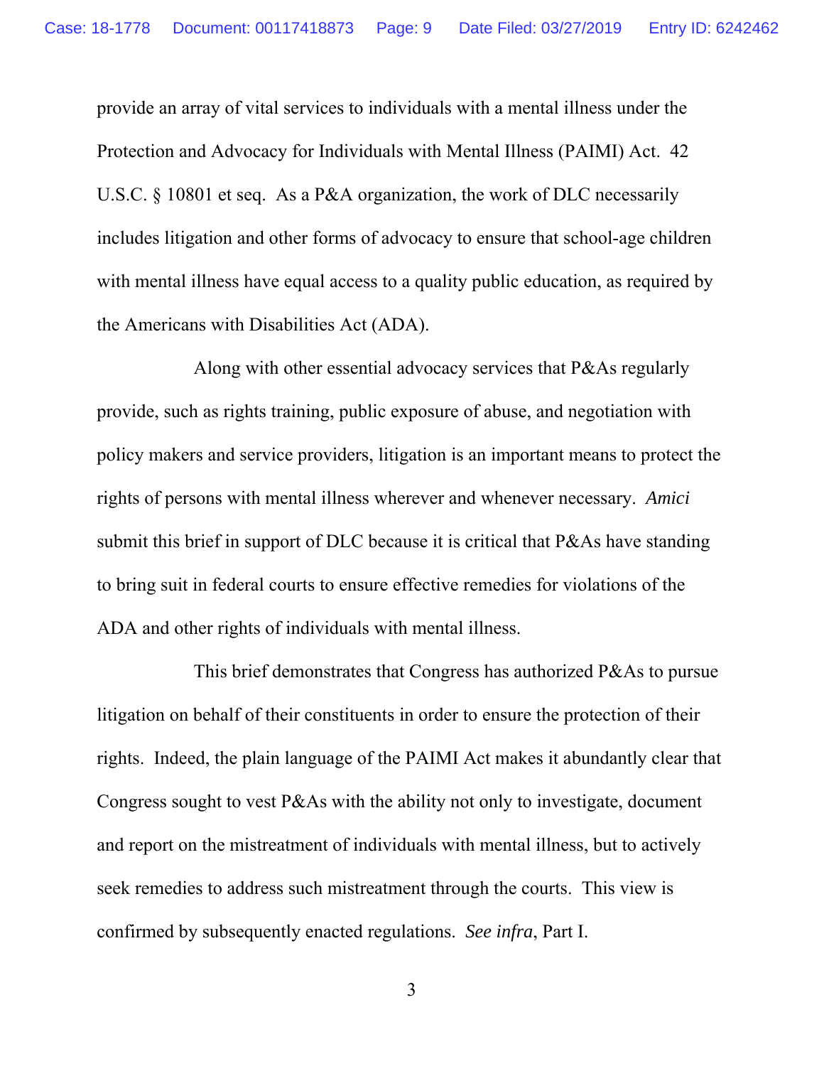provide an array of vital services to individuals with a mental illness under the Protection and Advocacy for Individuals with Mental Illness (PAIMI) Act. 42 U.S.C. § 10801 et seq. As a P&A organization, the work of DLC necessarily includes litigation and other forms of advocacy to ensure that school-age children with mental illness have equal access to a quality public education, as required by the Americans with Disabilities Act (ADA).

Along with other essential advocacy services that P&As regularly provide, such as rights training, public exposure of abuse, and negotiation with policy makers and service providers, litigation is an important means to protect the rights of persons with mental illness wherever and whenever necessary. *Amici* submit this brief in support of DLC because it is critical that P&As have standing to bring suit in federal courts to ensure effective remedies for violations of the ADA and other rights of individuals with mental illness.

This brief demonstrates that Congress has authorized P&As to pursue litigation on behalf of their constituents in order to ensure the protection of their rights. Indeed, the plain language of the PAIMI Act makes it abundantly clear that Congress sought to vest P&As with the ability not only to investigate, document and report on the mistreatment of individuals with mental illness, but to actively seek remedies to address such mistreatment through the courts. This view is confirmed by subsequently enacted regulations. *See infra*, Part I.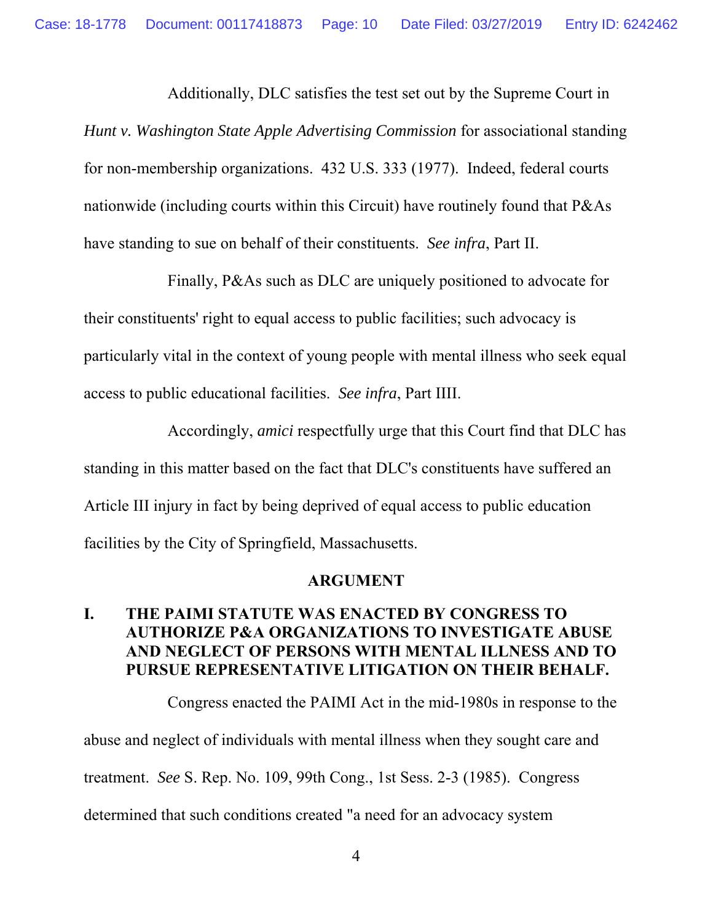Additionally, DLC satisfies the test set out by the Supreme Court in *Hunt v. Washington State Apple Advertising Commission* for associational standing for non-membership organizations. 432 U.S. 333 (1977). Indeed, federal courts nationwide (including courts within this Circuit) have routinely found that P&As have standing to sue on behalf of their constituents. *See infra*, Part II.

Finally, P&As such as DLC are uniquely positioned to advocate for their constituents' right to equal access to public facilities; such advocacy is particularly vital in the context of young people with mental illness who seek equal access to public educational facilities. *See infra*, Part IIII.

Accordingly, *amici* respectfully urge that this Court find that DLC has standing in this matter based on the fact that DLC's constituents have suffered an Article III injury in fact by being deprived of equal access to public education facilities by the City of Springfield, Massachusetts.

## ARGUMENT

### I. THE PAIMI STATUTE WAS ENACTED BY CONGRESS TO AUTHORIZE P&A ORGANIZATIONS TO INVESTIGATE ABUSE AND NEGLECT OF PERSONS WITH MENTAL ILLNESS AND TO PURSUE REPRESENTATIVE LITIGATION ON THEIR BEHALF.

Congress enacted the PAIMI Act in the mid-1980s in response to the abuse and neglect of individuals with mental illness when they sought care and treatment. *See* S. Rep. No. 109, 99th Cong., 1st Sess. 2-3 (1985). Congress determined that such conditions created "a need for an advocacy system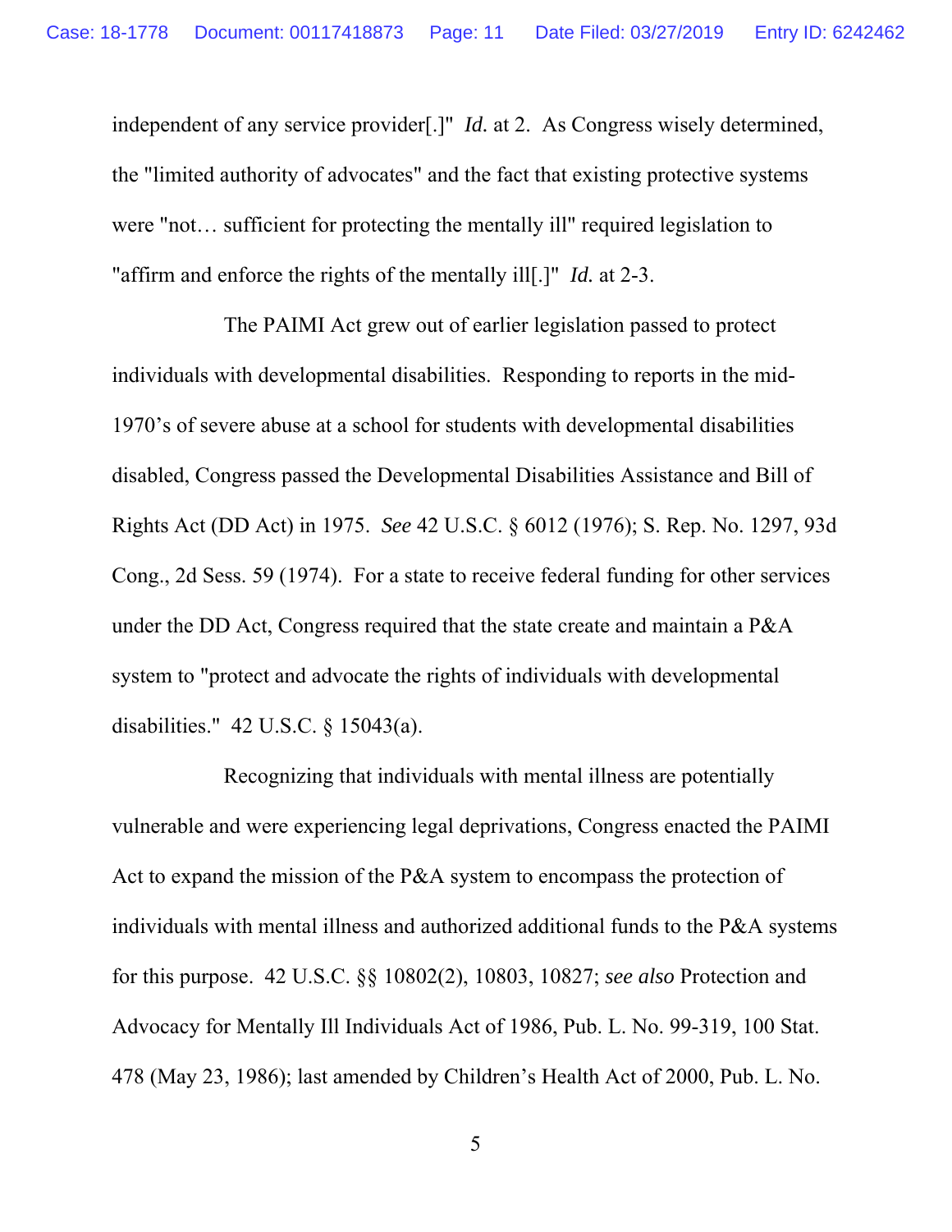independent of any service provider[.]" *Id.* at 2. As Congress wisely determined, the "limited authority of advocates" and the fact that existing protective systems were "not… sufficient for protecting the mentally ill" required legislation to "affirm and enforce the rights of the mentally ill[.]" *Id.* at 2-3.

The PAIMI Act grew out of earlier legislation passed to protect individuals with developmental disabilities. Responding to reports in the mid-1970's of severe abuse at a school for students with developmental disabilities disabled, Congress passed the Developmental Disabilities Assistance and Bill of Rights Act (DD Act) in 1975. *See* 42 U.S.C. § 6012 (1976); S. Rep. No. 1297, 93d Cong., 2d Sess. 59 (1974). For a state to receive federal funding for other services under the DD Act, Congress required that the state create and maintain a P&A system to "protect and advocate the rights of individuals with developmental disabilities." 42 U.S.C. § 15043(a).

Recognizing that individuals with mental illness are potentially vulnerable and were experiencing legal deprivations, Congress enacted the PAIMI Act to expand the mission of the P&A system to encompass the protection of individuals with mental illness and authorized additional funds to the P&A systems for this purpose. 42 U.S.C. §§ 10802(2), 10803, 10827; *see also* Protection and Advocacy for Mentally Ill Individuals Act of 1986, Pub. L. No. 99-319, 100 Stat. 478 (May 23, 1986); last amended by Children's Health Act of 2000, Pub. L. No.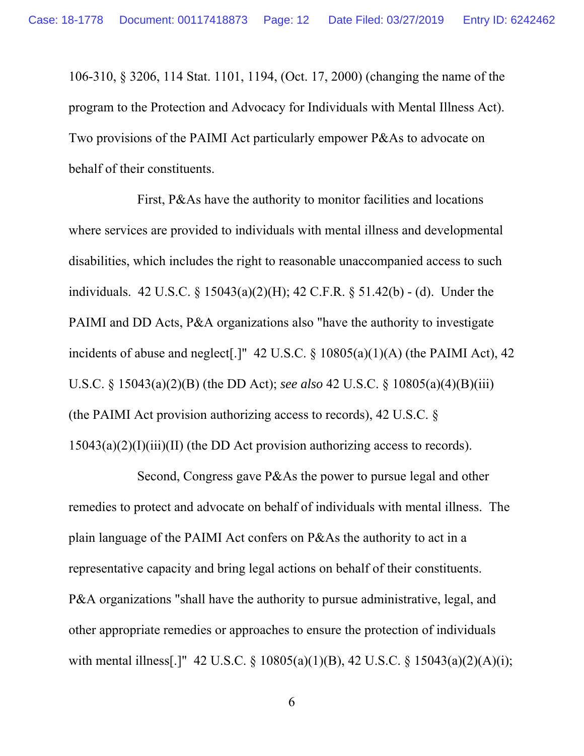106-310, § 3206, 114 Stat. 1101, 1194, (Oct. 17, 2000) (changing the name of the program to the Protection and Advocacy for Individuals with Mental Illness Act). Two provisions of the PAIMI Act particularly empower P&As to advocate on behalf of their constituents.

First, P&As have the authority to monitor facilities and locations where services are provided to individuals with mental illness and developmental disabilities, which includes the right to reasonable unaccompanied access to such individuals. 42 U.S.C. § 15043(a)(2)(H); 42 C.F.R. § 51.42(b) - (d). Under the PAIMI and DD Acts, P&A organizations also "have the authority to investigate incidents of abuse and neglect[.]" 42 U.S.C. § 10805(a)(1)(A) (the PAIMI Act), 42 U.S.C. § 15043(a)(2)(B) (the DD Act); *see also* 42 U.S.C. § 10805(a)(4)(B)(iii) (the PAIMI Act provision authorizing access to records), 42 U.S.C. § 15043(a)(2)(I)(iii)(II) (the DD Act provision authorizing access to records).

Second, Congress gave P&As the power to pursue legal and other remedies to protect and advocate on behalf of individuals with mental illness. The plain language of the PAIMI Act confers on P&As the authority to act in a representative capacity and bring legal actions on behalf of their constituents. P&A organizations "shall have the authority to pursue administrative, legal, and other appropriate remedies or approaches to ensure the protection of individuals with mental illness[.]" 42 U.S.C. § 10805(a)(1)(B), 42 U.S.C. § 15043(a)(2)(A)(i);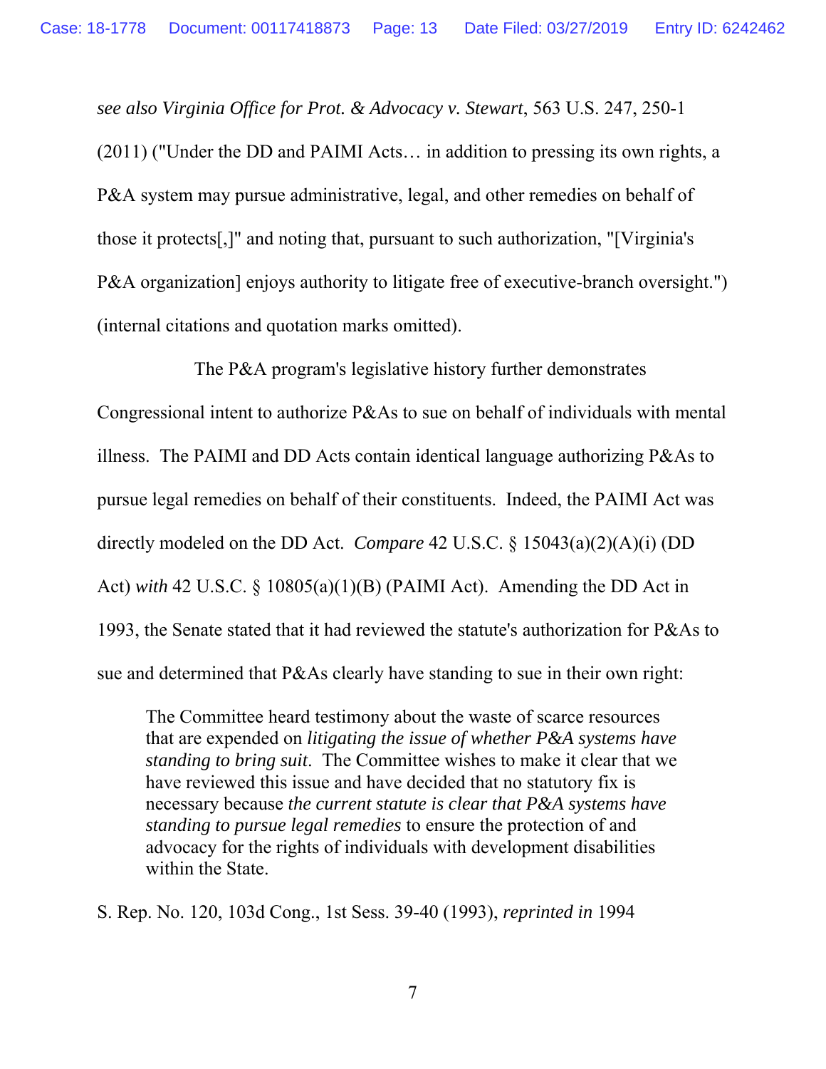*see also Virginia Office for Prot. & Advocacy v. Stewart*, 563 U.S. 247, 250-1 (2011) ("Under the DD and PAIMI Acts… in addition to pressing its own rights, a P&A system may pursue administrative, legal, and other remedies on behalf of those it protects[,]" and noting that, pursuant to such authorization, "[Virginia's P&A organization] enjoys authority to litigate free of executive-branch oversight.") (internal citations and quotation marks omitted).

The P&A program's legislative history further demonstrates Congressional intent to authorize P&As to sue on behalf of individuals with mental illness. The PAIMI and DD Acts contain identical language authorizing P&As to pursue legal remedies on behalf of their constituents. Indeed, the PAIMI Act was directly modeled on the DD Act. *Compare* 42 U.S.C. § 15043(a)(2)(A)(i) (DD Act) *with* 42 U.S.C. § 10805(a)(1)(B) (PAIMI Act). Amending the DD Act in 1993, the Senate stated that it had reviewed the statute's authorization for P&As to sue and determined that P&As clearly have standing to sue in their own right:

> The Committee heard testimony about the waste of scarce resources that are expended on *litigating the issue of whether P&A systems have standing to bring suit*. The Committee wishes to make it clear that we have reviewed this issue and have decided that no statutory fix is necessary because *the current statute is clear that P&A systems have standing to pursue legal remedies* to ensure the protection of and advocacy for the rights of individuals with development disabilities within the State.

S. Rep. No. 120, 103d Cong., 1st Sess. 39-40 (1993), *reprinted in* 1994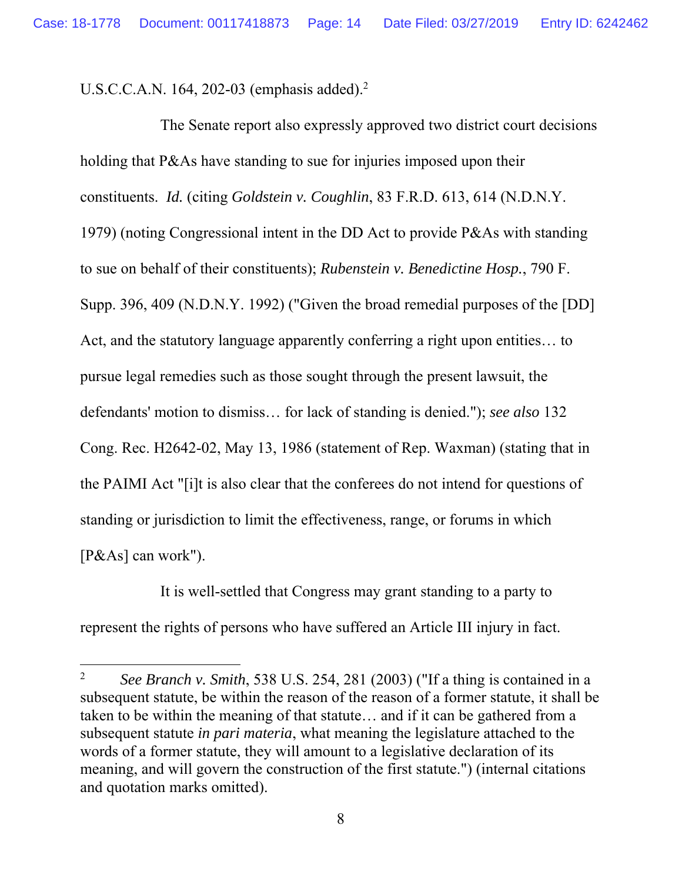U.S.C.C.A.N. 164, 202-03 (emphasis added).[2]

The Senate report also expressly approved two district court decisions holding that P&As have standing to sue for injuries imposed upon their constituents. *Id.* (citing *Goldstein v. Coughlin*, 83 F.R.D. 613, 614 (N.D.N.Y. 1979) (noting Congressional intent in the DD Act to provide P&As with standing to sue on behalf of their constituents); *Rubenstein v. Benedictine Hosp.*, 790 F. Supp. 396, 409 (N.D.N.Y. 1992) ("Given the broad remedial purposes of the [DD] Act, and the statutory language apparently conferring a right upon entities… to pursue legal remedies such as those sought through the present lawsuit, the defendants' motion to dismiss… for lack of standing is denied."); *see also* 132 Cong. Rec. H2642-02, May 13, 1986 (statement of Rep. Waxman) (stating that in the PAIMI Act "[i]t is also clear that the conferees do not intend for questions of standing or jurisdiction to limit the effectiveness, range, or forums in which [P&As] can work").

It is well-settled that Congress may grant standing to a party to represent the rights of persons who have suffered an Article III injury in fact.

---

[2] *See Branch v. Smith*, 538 U.S. 254, 281 (2003) ("If a thing is contained in a subsequent statute, be within the reason of the reason of a former statute, it shall be taken to be within the meaning of that statute… and if it can be gathered from a subsequent statute *in pari materia*, what meaning the legislature attached to the words of a former statute, they will amount to a legislative declaration of its meaning, and will govern the construction of the first statute.") (internal citations and quotation marks omitted).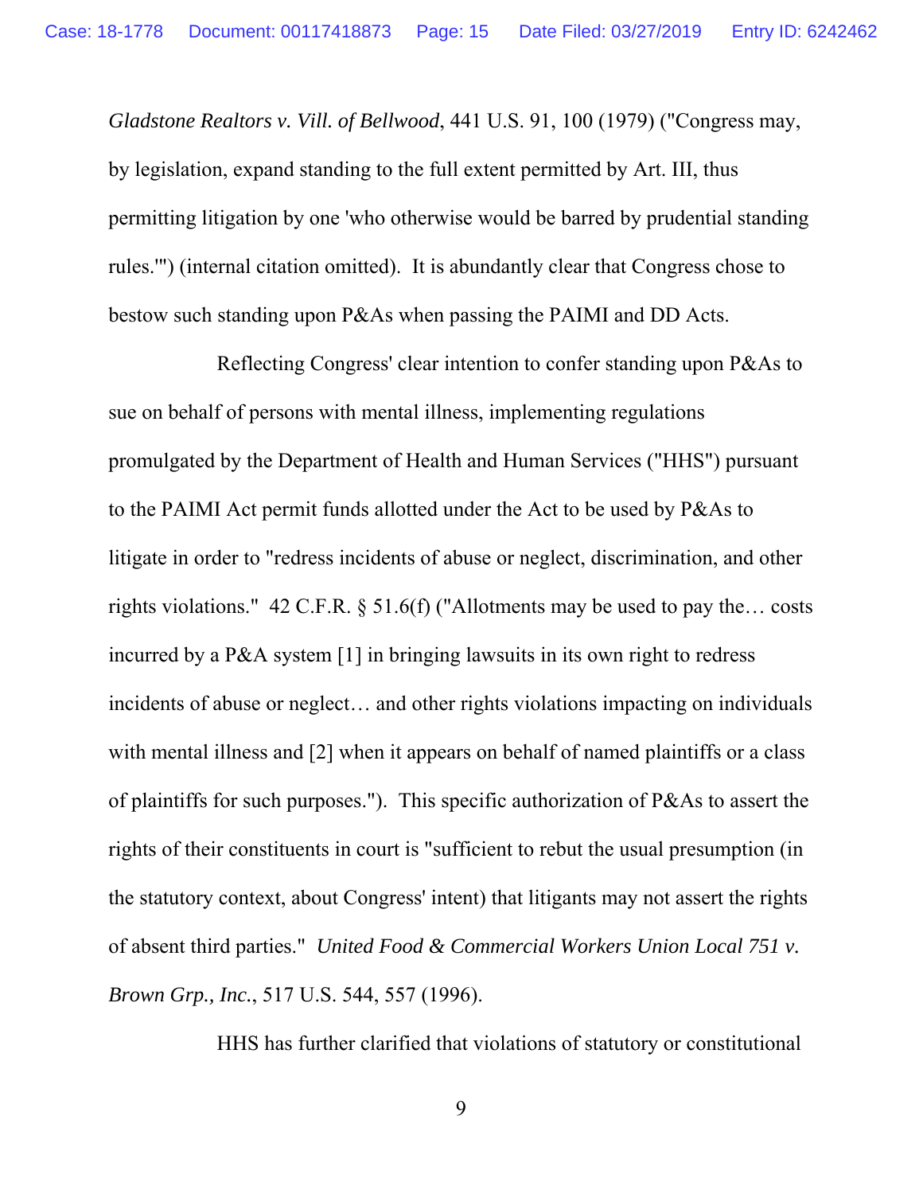*Gladstone Realtors v. Vill. of Bellwood*, 441 U.S. 91, 100 (1979) ("Congress may, by legislation, expand standing to the full extent permitted by Art. III, thus permitting litigation by one 'who otherwise would be barred by prudential standing rules.'") (internal citation omitted). It is abundantly clear that Congress chose to bestow such standing upon P&As when passing the PAIMI and DD Acts.

Reflecting Congress' clear intention to confer standing upon P&As to sue on behalf of persons with mental illness, implementing regulations promulgated by the Department of Health and Human Services ("HHS") pursuant to the PAIMI Act permit funds allotted under the Act to be used by P&As to litigate in order to "redress incidents of abuse or neglect, discrimination, and other rights violations." 42 C.F.R. § 51.6(f) ("Allotments may be used to pay the… costs incurred by a P&A system [1] in bringing lawsuits in its own right to redress incidents of abuse or neglect… and other rights violations impacting on individuals with mental illness and [2] when it appears on behalf of named plaintiffs or a class of plaintiffs for such purposes."). This specific authorization of P&As to assert the rights of their constituents in court is "sufficient to rebut the usual presumption (in the statutory context, about Congress' intent) that litigants may not assert the rights of absent third parties." *United Food & Commercial Workers Union Local 751 v. Brown Grp., Inc.*, 517 U.S. 544, 557 (1996).

HHS has further clarified that violations of statutory or constitutional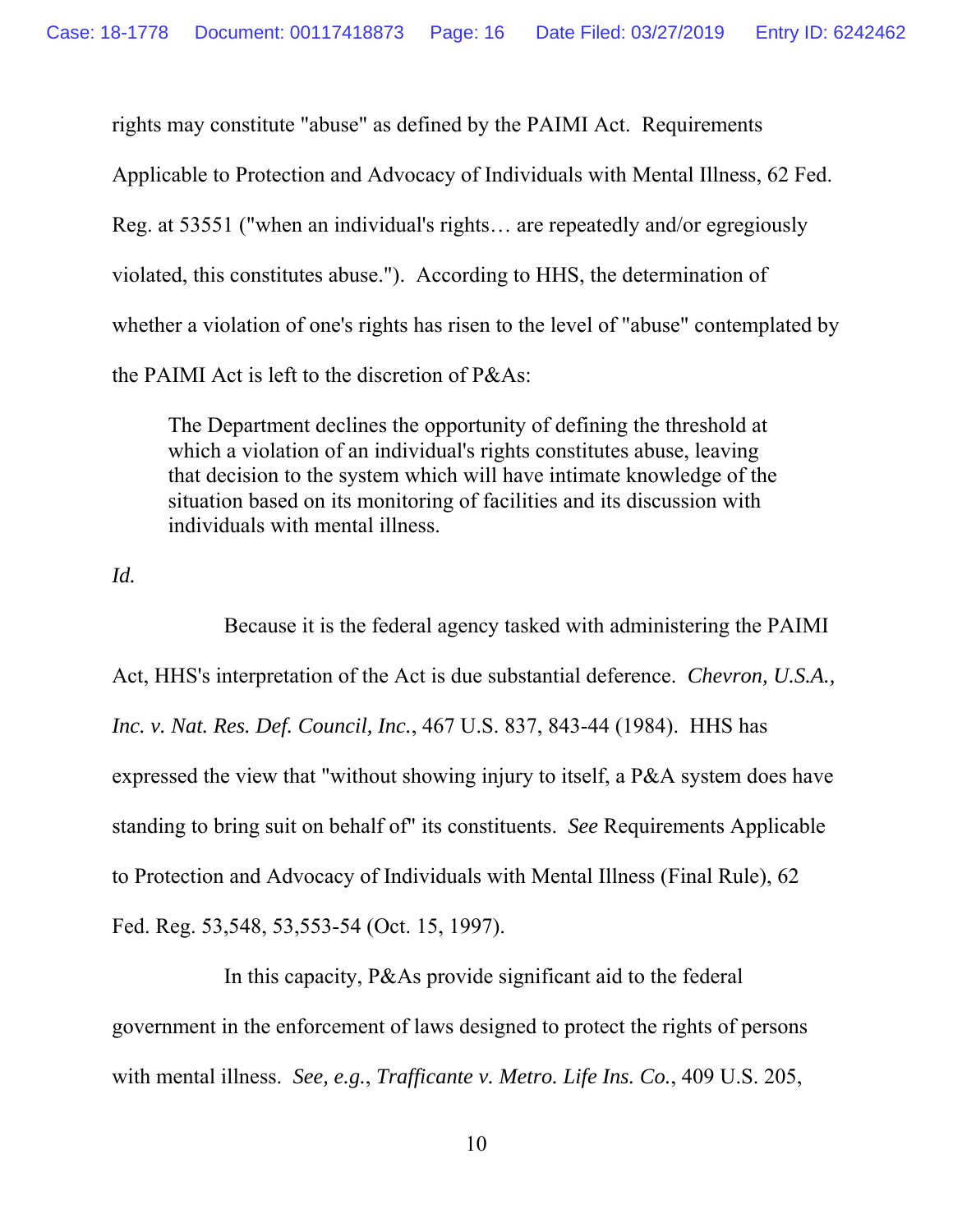rights may constitute "abuse" as defined by the PAIMI Act. Requirements Applicable to Protection and Advocacy of Individuals with Mental Illness, 62 Fed. Reg. at 53551 ("when an individual's rights… are repeatedly and/or egregiously violated, this constitutes abuse."). According to HHS, the determination of whether a violation of one's rights has risen to the level of "abuse" contemplated by the PAIMI Act is left to the discretion of P&As:

> The Department declines the opportunity of defining the threshold at which a violation of an individual's rights constitutes abuse, leaving that decision to the system which will have intimate knowledge of the situation based on its monitoring of facilities and its discussion with individuals with mental illness.

*Id.*

Because it is the federal agency tasked with administering the PAIMI Act, HHS's interpretation of the Act is due substantial deference. *Chevron, U.S.A., Inc. v. Nat. Res. Def. Council, Inc.*, 467 U.S. 837, 843-44 (1984). HHS has expressed the view that "without showing injury to itself, a P&A system does have standing to bring suit on behalf of" its constituents. *See* Requirements Applicable to Protection and Advocacy of Individuals with Mental Illness (Final Rule), 62 Fed. Reg. 53,548, 53,553-54 (Oct. 15, 1997).

In this capacity, P&As provide significant aid to the federal government in the enforcement of laws designed to protect the rights of persons with mental illness. *See, e.g.*, *Trafficante v. Metro. Life Ins. Co.*, 409 U.S. 205,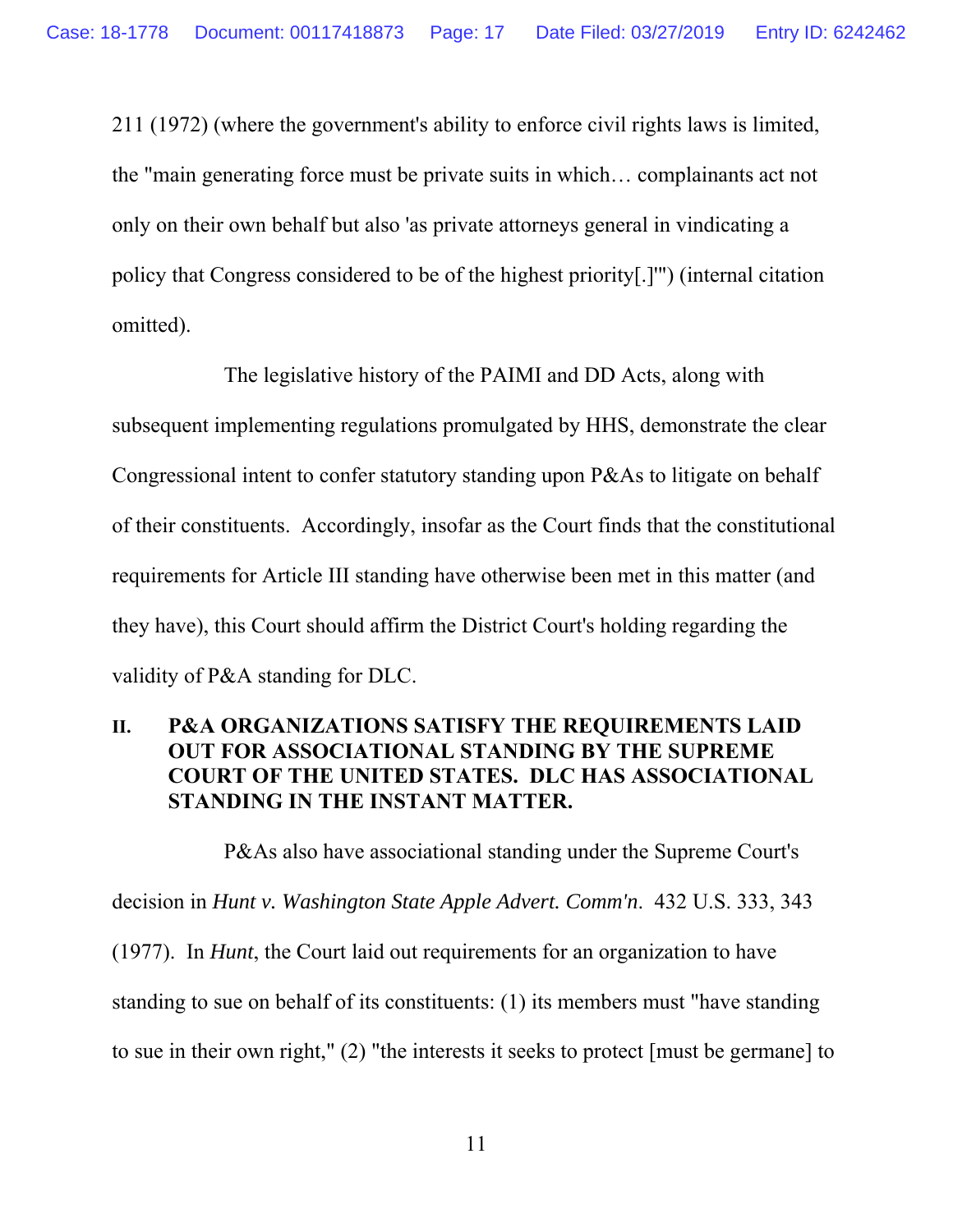211 (1972) (where the government's ability to enforce civil rights laws is limited, the "main generating force must be private suits in which… complainants act not only on their own behalf but also 'as private attorneys general in vindicating a policy that Congress considered to be of the highest priority[.]'") (internal citation omitted).

The legislative history of the PAIMI and DD Acts, along with subsequent implementing regulations promulgated by HHS, demonstrate the clear Congressional intent to confer statutory standing upon P&As to litigate on behalf of their constituents. Accordingly, insofar as the Court finds that the constitutional requirements for Article III standing have otherwise been met in this matter (and they have), this Court should affirm the District Court's holding regarding the validity of P&A standing for DLC.

## II. P&A ORGANIZATIONS SATISFY THE REQUIREMENTS LAID OUT FOR ASSOCIATIONAL STANDING BY THE SUPREME COURT OF THE UNITED STATES. DLC HAS ASSOCIATIONAL STANDING IN THE INSTANT MATTER.

P&As also have associational standing under the Supreme Court's decision in *Hunt v. Washington State Apple Advert. Comm'n*. 432 U.S. 333, 343 (1977). In *Hunt*, the Court laid out requirements for an organization to have standing to sue on behalf of its constituents: (1) its members must "have standing to sue in their own right," (2) "the interests it seeks to protect [must be germane] to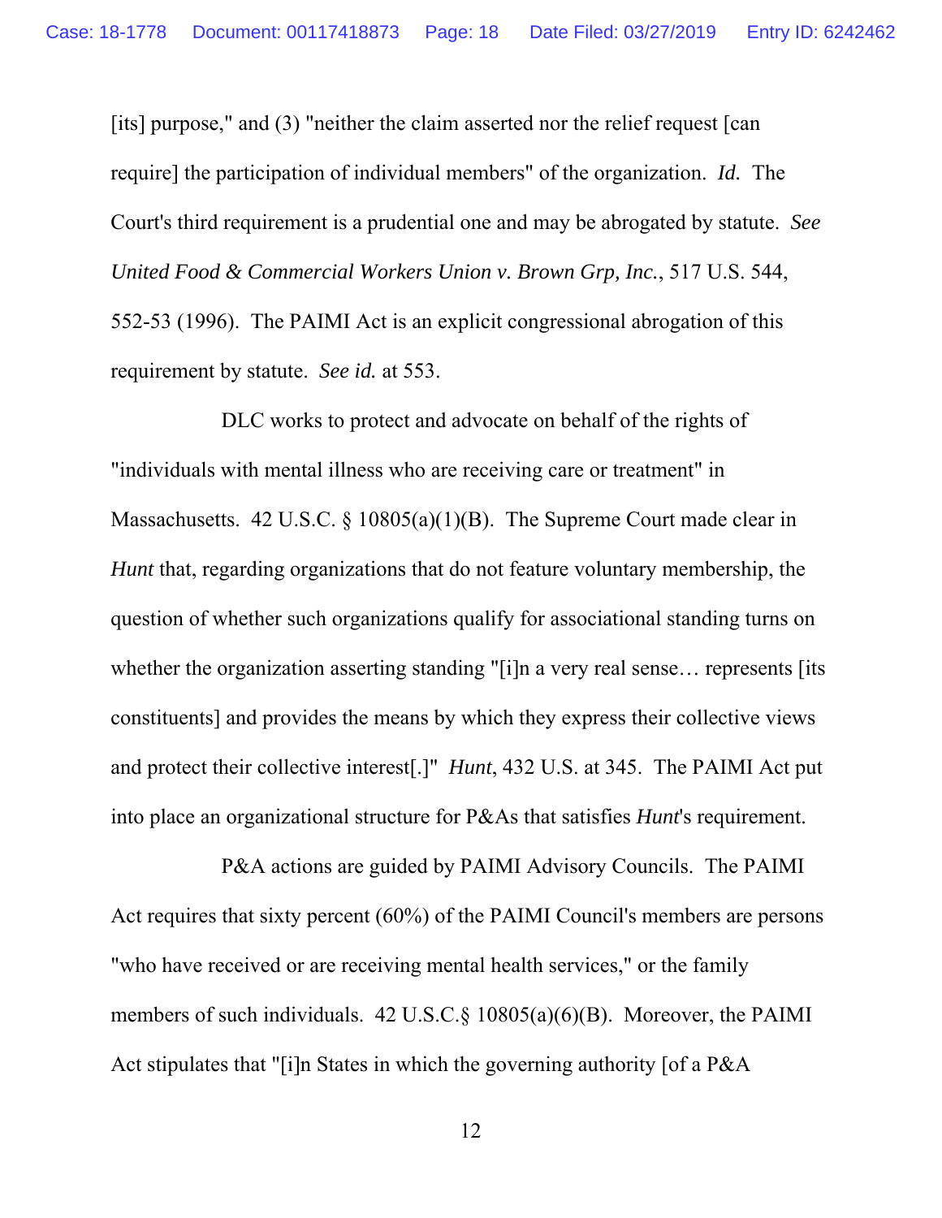[its] purpose," and (3) "neither the claim asserted nor the relief request [can require] the participation of individual members" of the organization. *Id.* The Court's third requirement is a prudential one and may be abrogated by statute. *See United Food & Commercial Workers Union v. Brown Grp, Inc.*, 517 U.S. 544, 552-53 (1996). The PAIMI Act is an explicit congressional abrogation of this requirement by statute. *See id.* at 553.

DLC works to protect and advocate on behalf of the rights of "individuals with mental illness who are receiving care or treatment" in Massachusetts. 42 U.S.C. § 10805(a)(1)(B). The Supreme Court made clear in *Hunt* that, regarding organizations that do not feature voluntary membership, the question of whether such organizations qualify for associational standing turns on whether the organization asserting standing "[i]n a very real sense… represents [its constituents] and provides the means by which they express their collective views and protect their collective interest[.]" *Hunt*, 432 U.S. at 345. The PAIMI Act put into place an organizational structure for P&As that satisfies *Hunt*'s requirement.

P&A actions are guided by PAIMI Advisory Councils. The PAIMI Act requires that sixty percent (60%) of the PAIMI Council's members are persons "who have received or are receiving mental health services," or the family members of such individuals. 42 U.S.C.§ 10805(a)(6)(B). Moreover, the PAIMI Act stipulates that "[i]n States in which the governing authority [of a P&A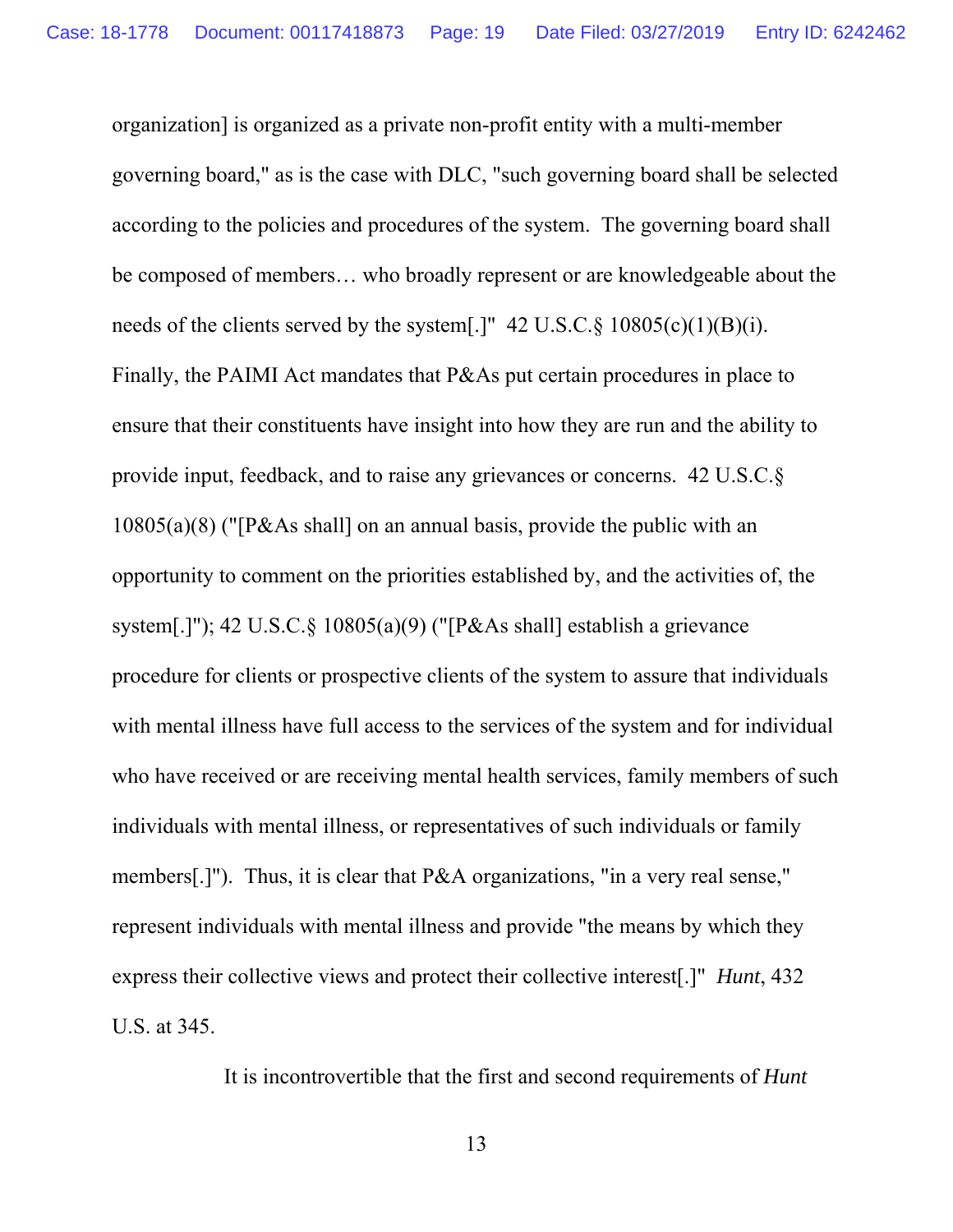organization] is organized as a private non-profit entity with a multi-member governing board," as is the case with DLC, "such governing board shall be selected according to the policies and procedures of the system. The governing board shall be composed of members… who broadly represent or are knowledgeable about the needs of the clients served by the system[.]" 42 U.S.C.§ 10805(c)(1)(B)(i). Finally, the PAIMI Act mandates that P&As put certain procedures in place to ensure that their constituents have insight into how they are run and the ability to provide input, feedback, and to raise any grievances or concerns. 42 U.S.C.§ 10805(a)(8) ("[P&As shall] on an annual basis, provide the public with an opportunity to comment on the priorities established by, and the activities of, the system[.]"); 42 U.S.C.§ 10805(a)(9) ("[P&As shall] establish a grievance procedure for clients or prospective clients of the system to assure that individuals with mental illness have full access to the services of the system and for individual who have received or are receiving mental health services, family members of such individuals with mental illness, or representatives of such individuals or family members[.]"). Thus, it is clear that P&A organizations, "in a very real sense," represent individuals with mental illness and provide "the means by which they express their collective views and protect their collective interest[.]" *Hunt*, 432 U.S. at 345.

It is incontrovertible that the first and second requirements of *Hunt*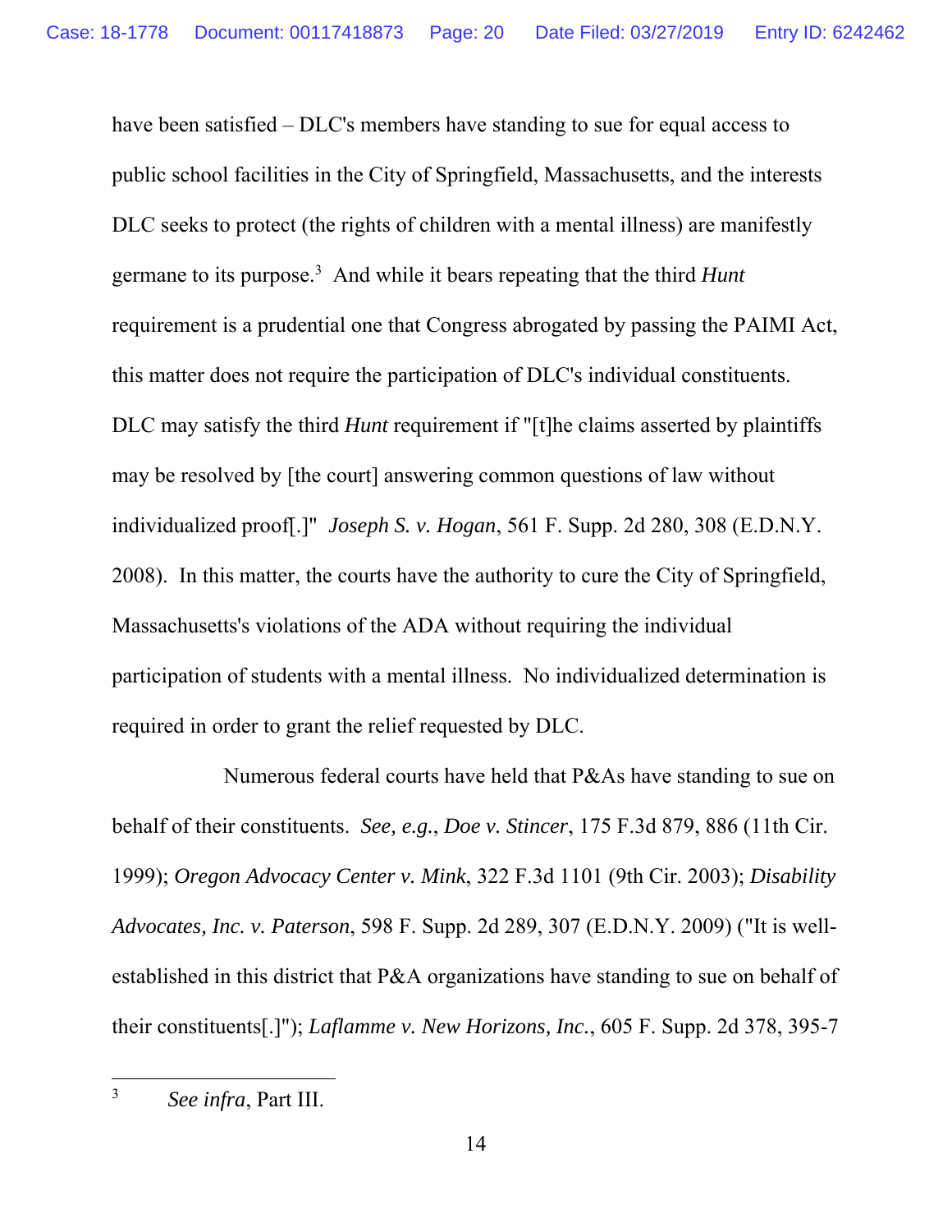have been satisfied – DLC's members have standing to sue for equal access to public school facilities in the City of Springfield, Massachusetts, and the interests DLC seeks to protect (the rights of children with a mental illness) are manifestly germane to its purpose.[3] And while it bears repeating that the third *Hunt* requirement is a prudential one that Congress abrogated by passing the PAIMI Act, this matter does not require the participation of DLC's individual constituents. DLC may satisfy the third *Hunt* requirement if "[t]he claims asserted by plaintiffs may be resolved by [the court] answering common questions of law without individualized proof[.]" *Joseph S. v. Hogan*, 561 F. Supp. 2d 280, 308 (E.D.N.Y. 2008). In this matter, the courts have the authority to cure the City of Springfield, Massachusetts's violations of the ADA without requiring the individual participation of students with a mental illness. No individualized determination is required in order to grant the relief requested by DLC.

Numerous federal courts have held that P&As have standing to sue on behalf of their constituents. *See, e.g.*, *Doe v. Stincer*, 175 F.3d 879, 886 (11th Cir. 1999); *Oregon Advocacy Center v. Mink*, 322 F.3d 1101 (9th Cir. 2003); *Disability Advocates, Inc. v. Paterson*, 598 F. Supp. 2d 289, 307 (E.D.N.Y. 2009) ("It is well-established in this district that P&A organizations have standing to sue on behalf of their constituents[.]"); *Laflamme v. New Horizons, Inc.*, 605 F. Supp. 2d 378, 395-7

[3] *See infra*, Part III.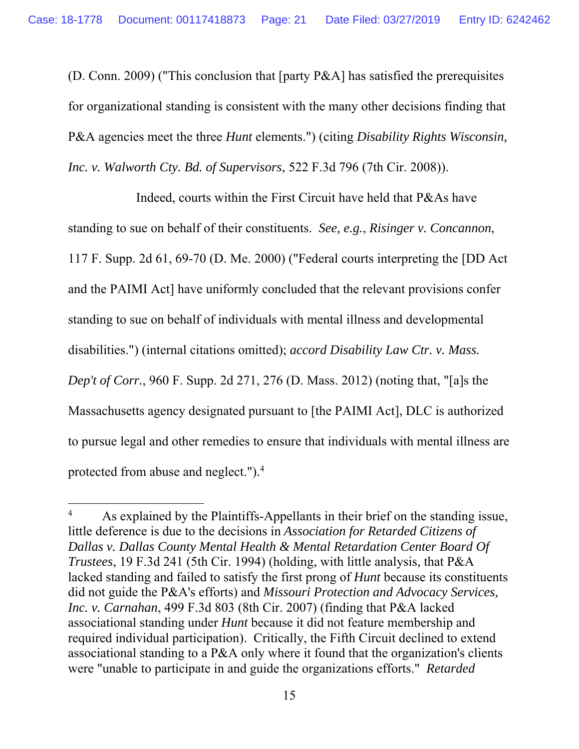(D. Conn. 2009) ("This conclusion that [party P&A] has satisfied the prerequisites for organizational standing is consistent with the many other decisions finding that P&A agencies meet the three *Hunt* elements.") (citing *Disability Rights Wisconsin, Inc. v. Walworth Cty. Bd. of Supervisors*, 522 F.3d 796 (7th Cir. 2008)).

Indeed, courts within the First Circuit have held that P&As have standing to sue on behalf of their constituents. *See, e.g.*, *Risinger v. Concannon*, 117 F. Supp. 2d 61, 69-70 (D. Me. 2000) ("Federal courts interpreting the [DD Act and the PAIMI Act] have uniformly concluded that the relevant provisions confer standing to sue on behalf of individuals with mental illness and developmental disabilities.") (internal citations omitted); *accord Disability Law Ctr. v. Mass. Dep't of Corr.*, 960 F. Supp. 2d 271, 276 (D. Mass. 2012) (noting that, "[a]s the Massachusetts agency designated pursuant to [the PAIMI Act], DLC is authorized to pursue legal and other remedies to ensure that individuals with mental illness are protected from abuse and neglect.").[4]

---

[4] As explained by the Plaintiffs-Appellants in their brief on the standing issue, little deference is due to the decisions in *Association for Retarded Citizens of Dallas v. Dallas County Mental Health & Mental Retardation Center Board Of Trustees*, 19 F.3d 241 (5th Cir. 1994) (holding, with little analysis, that P&A lacked standing and failed to satisfy the first prong of *Hunt* because its constituents did not guide the P&A's efforts) and *Missouri Protection and Advocacy Services, Inc. v. Carnahan*, 499 F.3d 803 (8th Cir. 2007) (finding that P&A lacked associational standing under *Hunt* because it did not feature membership and required individual participation). Critically, the Fifth Circuit declined to extend associational standing to a P&A only where it found that the organization's clients were "unable to participate in and guide the organizations efforts." *Retarded*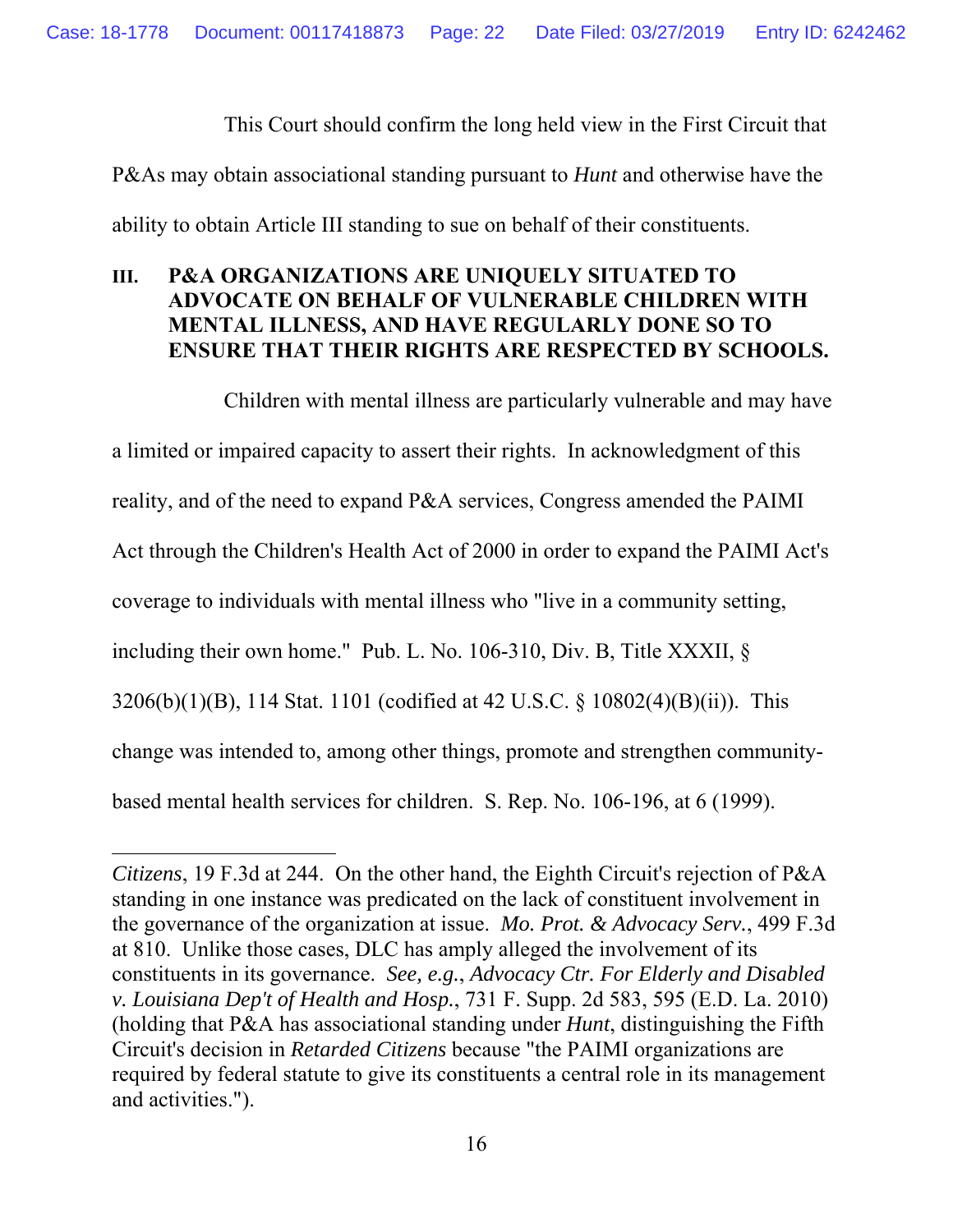This Court should confirm the long held view in the First Circuit that P&As may obtain associational standing pursuant to *Hunt* and otherwise have the ability to obtain Article III standing to sue on behalf of their constituents.

## III. P&A ORGANIZATIONS ARE UNIQUELY SITUATED TO ADVOCATE ON BEHALF OF VULNERABLE CHILDREN WITH MENTAL ILLNESS, AND HAVE REGULARLY DONE SO TO ENSURE THAT THEIR RIGHTS ARE RESPECTED BY SCHOOLS.

Children with mental illness are particularly vulnerable and may have a limited or impaired capacity to assert their rights. In acknowledgment of this reality, and of the need to expand P&A services, Congress amended the PAIMI Act through the Children's Health Act of 2000 in order to expand the PAIMI Act's coverage to individuals with mental illness who "live in a community setting, including their own home." Pub. L. No. 106-310, Div. B, Title XXXII, § 3206(b)(1)(B), 114 Stat. 1101 (codified at 42 U.S.C. § 10802(4)(B)(ii)). This change was intended to, among other things, promote and strengthen community-based mental health services for children. S. Rep. No. 106-196, at 6 (1999).

---

*Citizens*, 19 F.3d at 244. On the other hand, the Eighth Circuit's rejection of P&A standing in one instance was predicated on the lack of constituent involvement in the governance of the organization at issue. *Mo. Prot. & Advocacy Serv.*, 499 F.3d at 810. Unlike those cases, DLC has amply alleged the involvement of its constituents in its governance. *See, e.g.*, *Advocacy Ctr. For Elderly and Disabled v. Louisiana Dep't of Health and Hosp.*, 731 F. Supp. 2d 583, 595 (E.D. La. 2010) (holding that P&A has associational standing under *Hunt*, distinguishing the Fifth Circuit's decision in *Retarded Citizens* because "the PAIMI organizations are required by federal statute to give its constituents a central role in its management and activities.").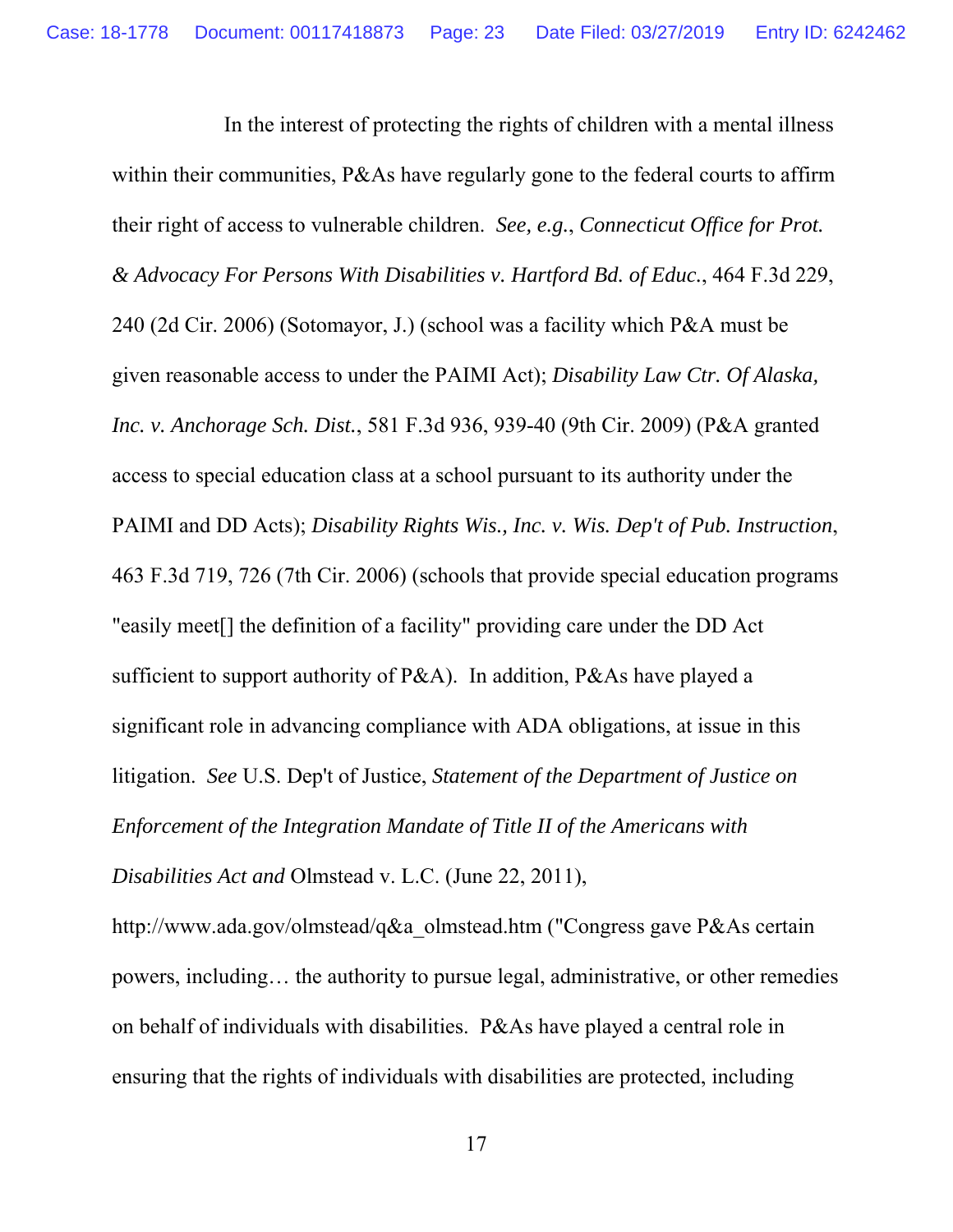In the interest of protecting the rights of children with a mental illness within their communities, P&As have regularly gone to the federal courts to affirm their right of access to vulnerable children. *See, e.g.*, *Connecticut Office for Prot. & Advocacy For Persons With Disabilities v. Hartford Bd. of Educ.*, 464 F.3d 229, 240 (2d Cir. 2006) (Sotomayor, J.) (school was a facility which P&A must be given reasonable access to under the PAIMI Act); *Disability Law Ctr. Of Alaska, Inc. v. Anchorage Sch. Dist.*, 581 F.3d 936, 939-40 (9th Cir. 2009) (P&A granted access to special education class at a school pursuant to its authority under the PAIMI and DD Acts); *Disability Rights Wis., Inc. v. Wis. Dep't of Pub. Instruction*, 463 F.3d 719, 726 (7th Cir. 2006) (schools that provide special education programs "easily meet[] the definition of a facility" providing care under the DD Act sufficient to support authority of P&A). In addition, P&As have played a significant role in advancing compliance with ADA obligations, at issue in this litigation. *See* U.S. Dep't of Justice, *Statement of the Department of Justice on Enforcement of the Integration Mandate of Title II of the Americans with Disabilities Act and* Olmstead v. L.C. (June 22, 2011), http://www.ada.gov/olmstead/q&a_olmstead.htm ("Congress gave P&As certain powers, including… the authority to pursue legal, administrative, or other remedies on behalf of individuals with disabilities. P&As have played a central role in ensuring that the rights of individuals with disabilities are protected, including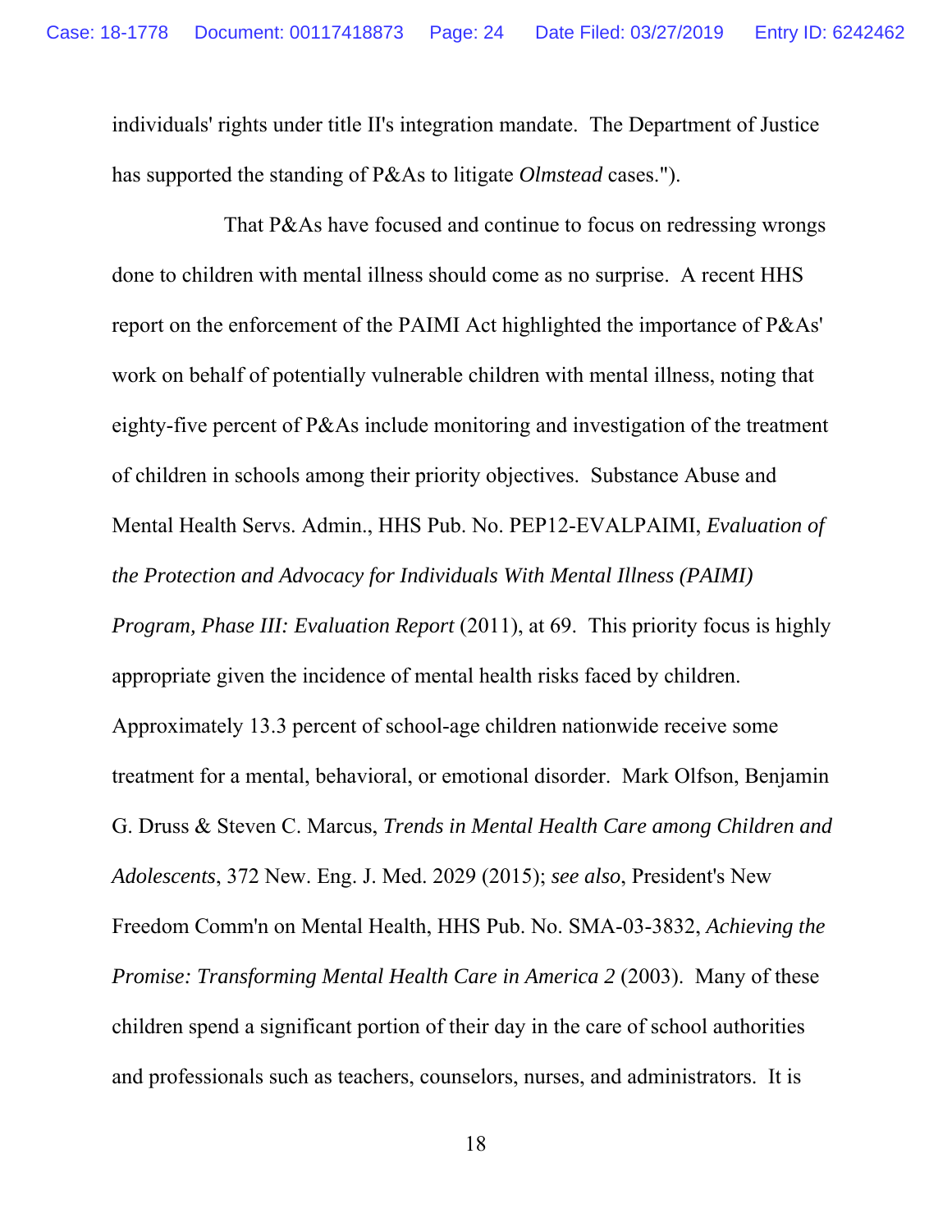individuals' rights under title II's integration mandate. The Department of Justice has supported the standing of P&As to litigate *Olmstead* cases.").

That P&As have focused and continue to focus on redressing wrongs done to children with mental illness should come as no surprise. A recent HHS report on the enforcement of the PAIMI Act highlighted the importance of P&As' work on behalf of potentially vulnerable children with mental illness, noting that eighty-five percent of P&As include monitoring and investigation of the treatment of children in schools among their priority objectives. Substance Abuse and Mental Health Servs. Admin., HHS Pub. No. PEP12-EVALPAIMI, *Evaluation of the Protection and Advocacy for Individuals With Mental Illness (PAIMI) Program, Phase III: Evaluation Report* (2011), at 69. This priority focus is highly appropriate given the incidence of mental health risks faced by children. Approximately 13.3 percent of school-age children nationwide receive some treatment for a mental, behavioral, or emotional disorder. Mark Olfson, Benjamin G. Druss & Steven C. Marcus, *Trends in Mental Health Care among Children and Adolescents*, 372 New. Eng. J. Med. 2029 (2015); *see also*, President's New Freedom Comm'n on Mental Health, HHS Pub. No. SMA-03-3832, *Achieving the Promise: Transforming Mental Health Care in America 2* (2003). Many of these children spend a significant portion of their day in the care of school authorities and professionals such as teachers, counselors, nurses, and administrators. It is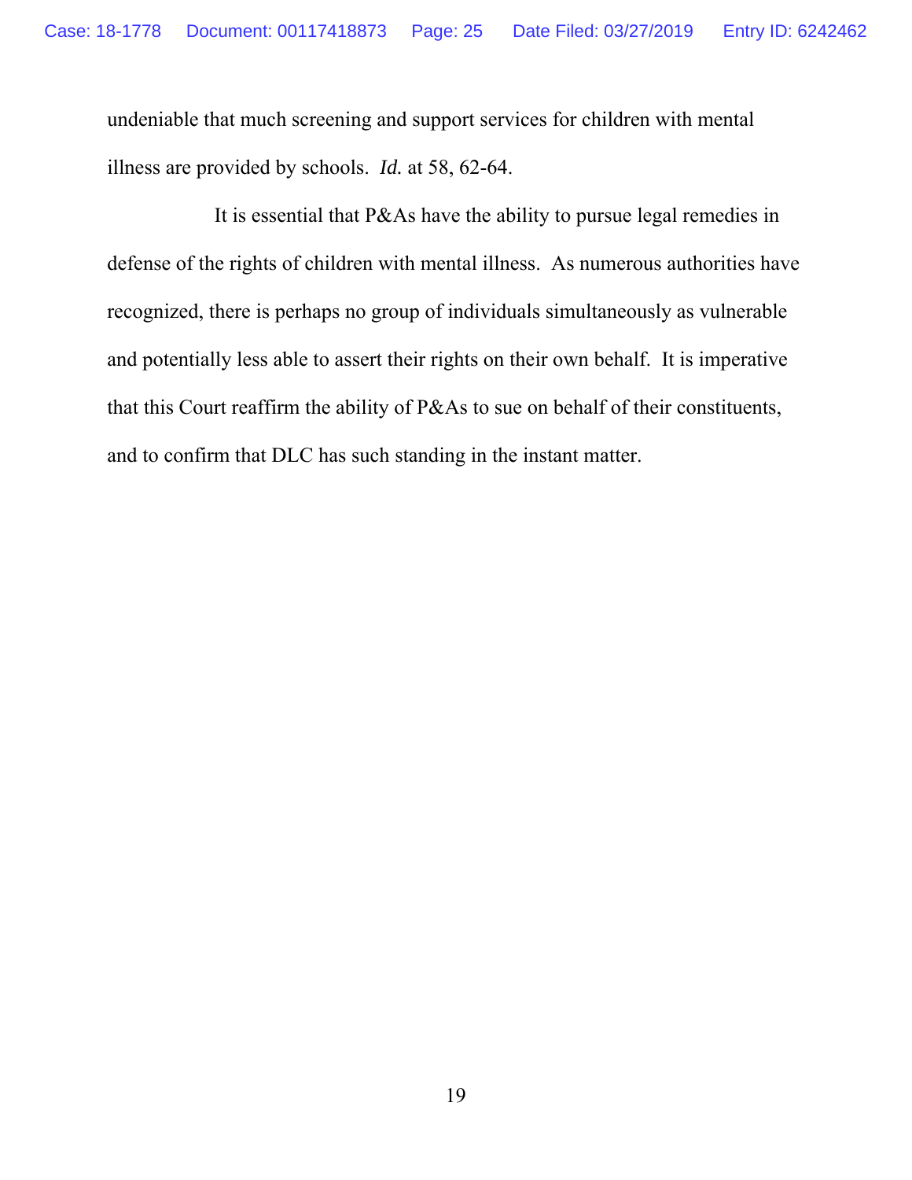undeniable that much screening and support services for children with mental illness are provided by schools. *Id.* at 58, 62-64.

It is essential that P&As have the ability to pursue legal remedies in defense of the rights of children with mental illness. As numerous authorities have recognized, there is perhaps no group of individuals simultaneously as vulnerable and potentially less able to assert their rights on their own behalf. It is imperative that this Court reaffirm the ability of P&As to sue on behalf of their constituents, and to confirm that DLC has such standing in the instant matter.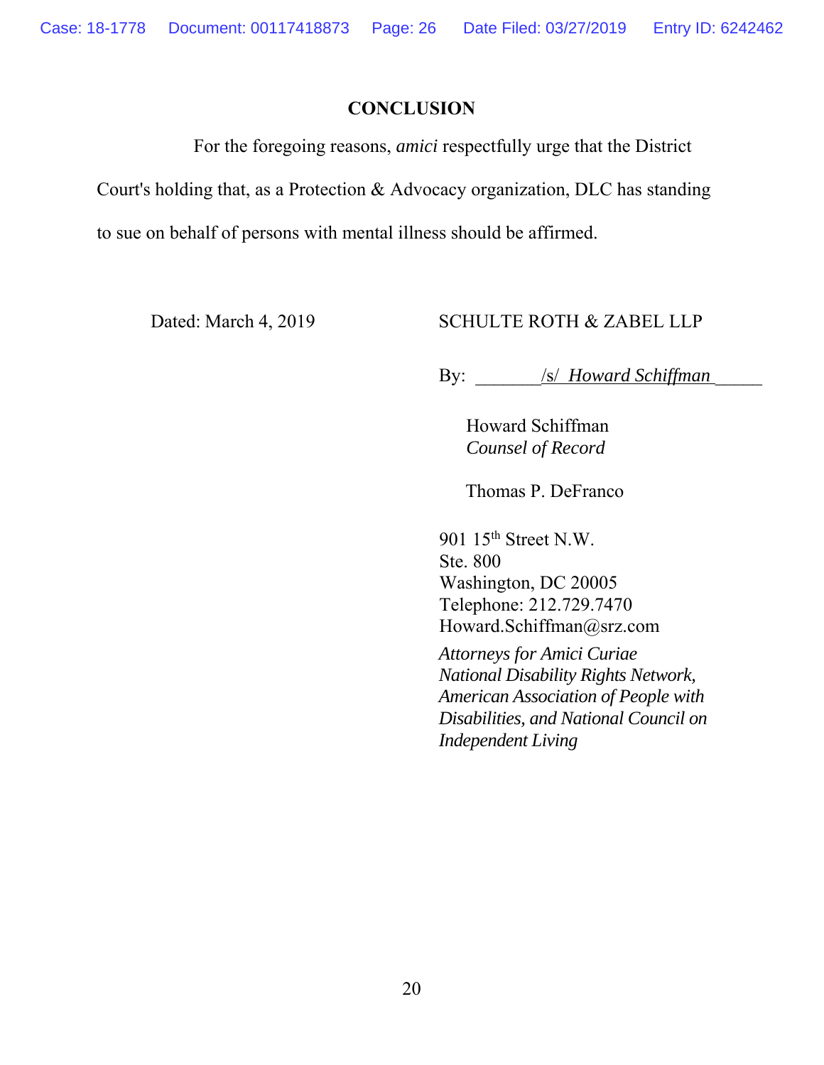## CONCLUSION

For the foregoing reasons, *amici* respectfully urge that the District Court's holding that, as a Protection & Advocacy organization, DLC has standing to sue on behalf of persons with mental illness should be affirmed.

Dated: March 4, 2019

SCHULTE ROTH & ZABEL LLP

By: _______/s/ *Howard Schiffman*_____

Howard Schiffman
*Counsel of Record*

Thomas P. DeFranco

901 15th Street N.W.
Ste. 800
Washington, DC 20005
Telephone: 212.729.7470
Howard.Schiffman@srz.com

*Attorneys for Amici Curiae National Disability Rights Network, American Association of People with Disabilities, and National Council on Independent Living*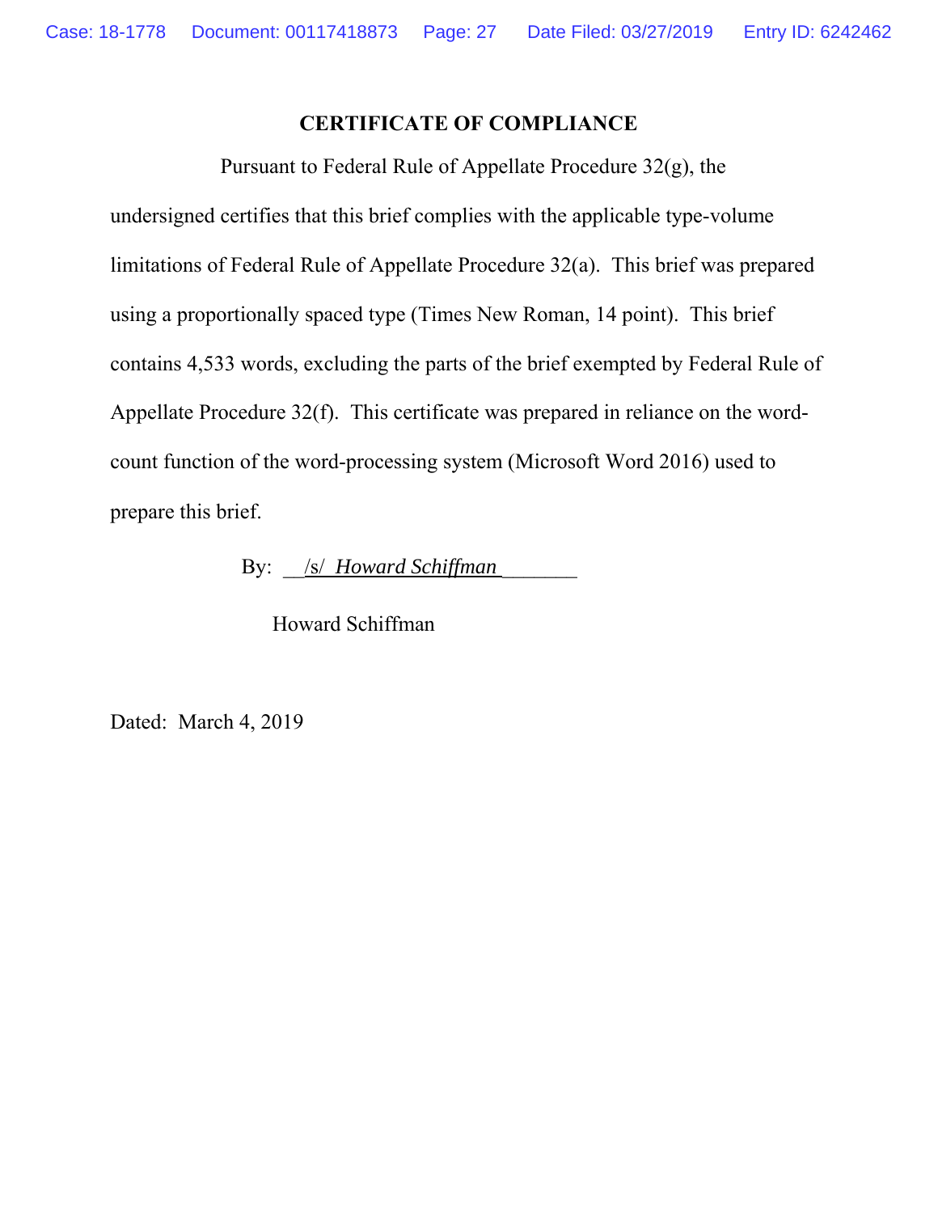**CERTIFICATE OF COMPLIANCE**

Pursuant to Federal Rule of Appellate Procedure 32(g), the undersigned certifies that this brief complies with the applicable type-volume limitations of Federal Rule of Appellate Procedure 32(a). This brief was prepared using a proportionally spaced type (Times New Roman, 14 point). This brief contains 4,533 words, excluding the parts of the brief exempted by Federal Rule of Appellate Procedure 32(f). This certificate was prepared in reliance on the word-count function of the word-processing system (Microsoft Word 2016) used to prepare this brief.

By: /s/ *Howard Schiffman*

Howard Schiffman

Dated: March 4, 2019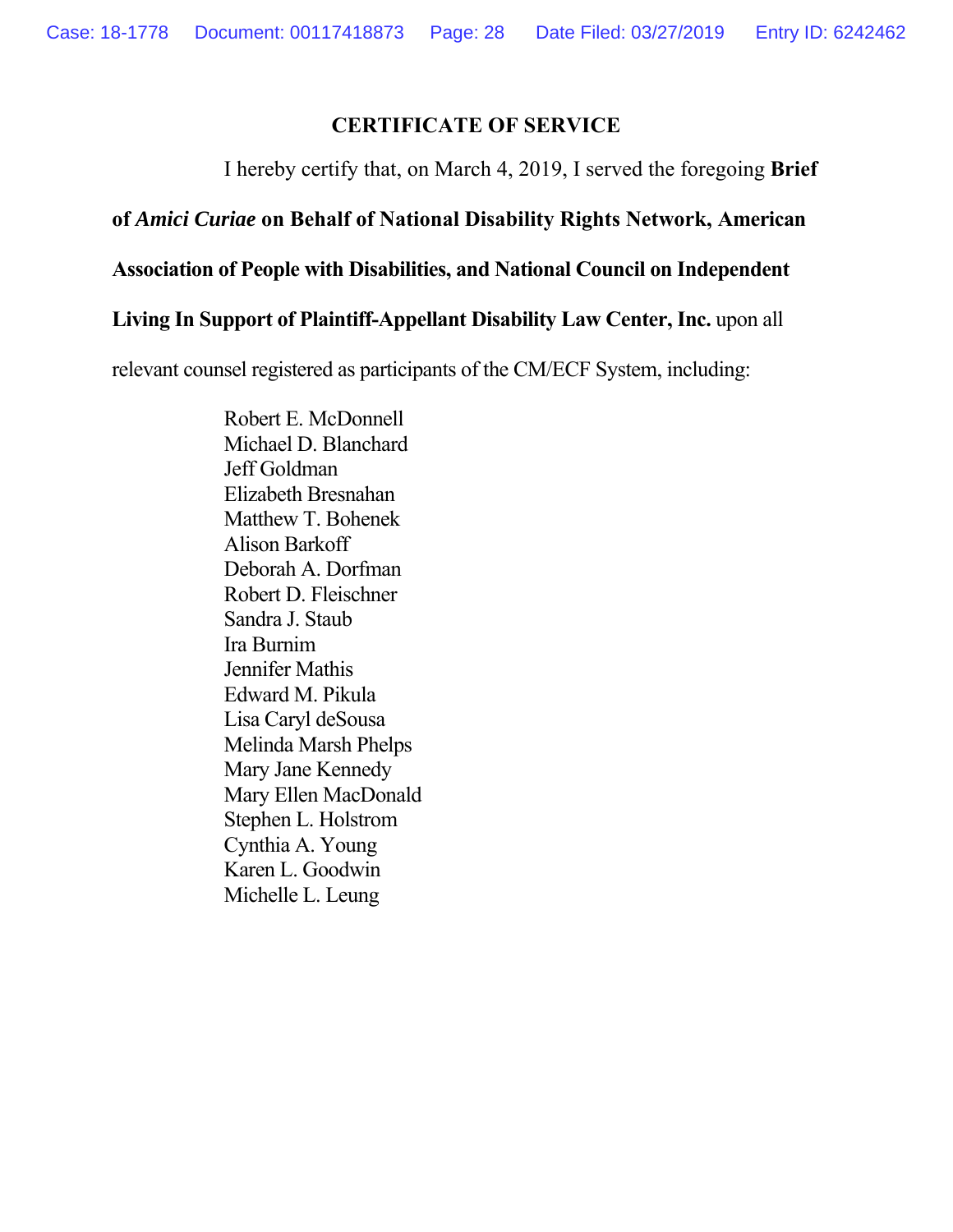## CERTIFICATE OF SERVICE

I hereby certify that, on March 4, 2019, I served the foregoing **Brief of *Amici Curiae* on Behalf of National Disability Rights Network, American Association of People with Disabilities, and National Council on Independent Living In Support of Plaintiff-Appellant Disability Law Center, Inc.** upon all relevant counsel registered as participants of the CM/ECF System, including:

Robert E. McDonnell
Michael D. Blanchard
Jeff Goldman
Elizabeth Bresnahan
Matthew T. Bohenek
Alison Barkoff
Deborah A. Dorfman
Robert D. Fleischner
Sandra J. Staub
Ira Burnim
Jennifer Mathis
Edward M. Pikula
Lisa Caryl deSousa
Melinda Marsh Phelps
Mary Jane Kennedy
Mary Ellen MacDonald
Stephen L. Holstrom
Cynthia A. Young
Karen L. Goodwin
Michelle L. Leung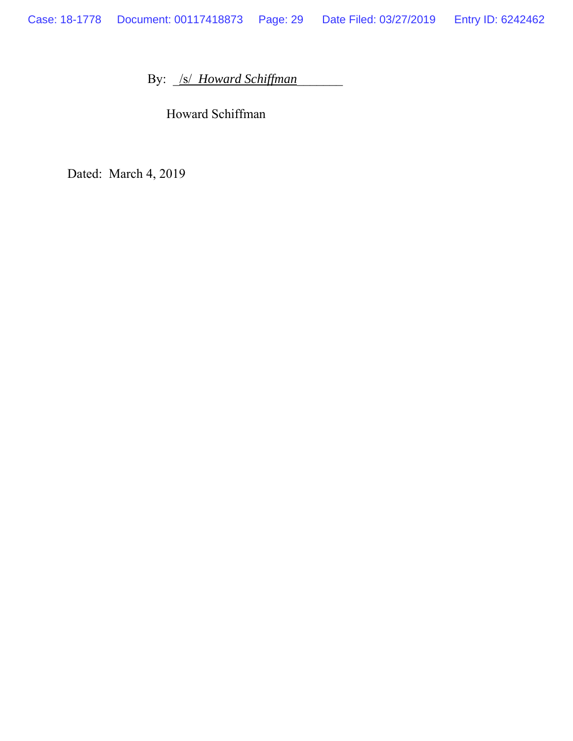By: /s/ *Howard Schiffman*

Howard Schiffman

Dated: March 4, 2019